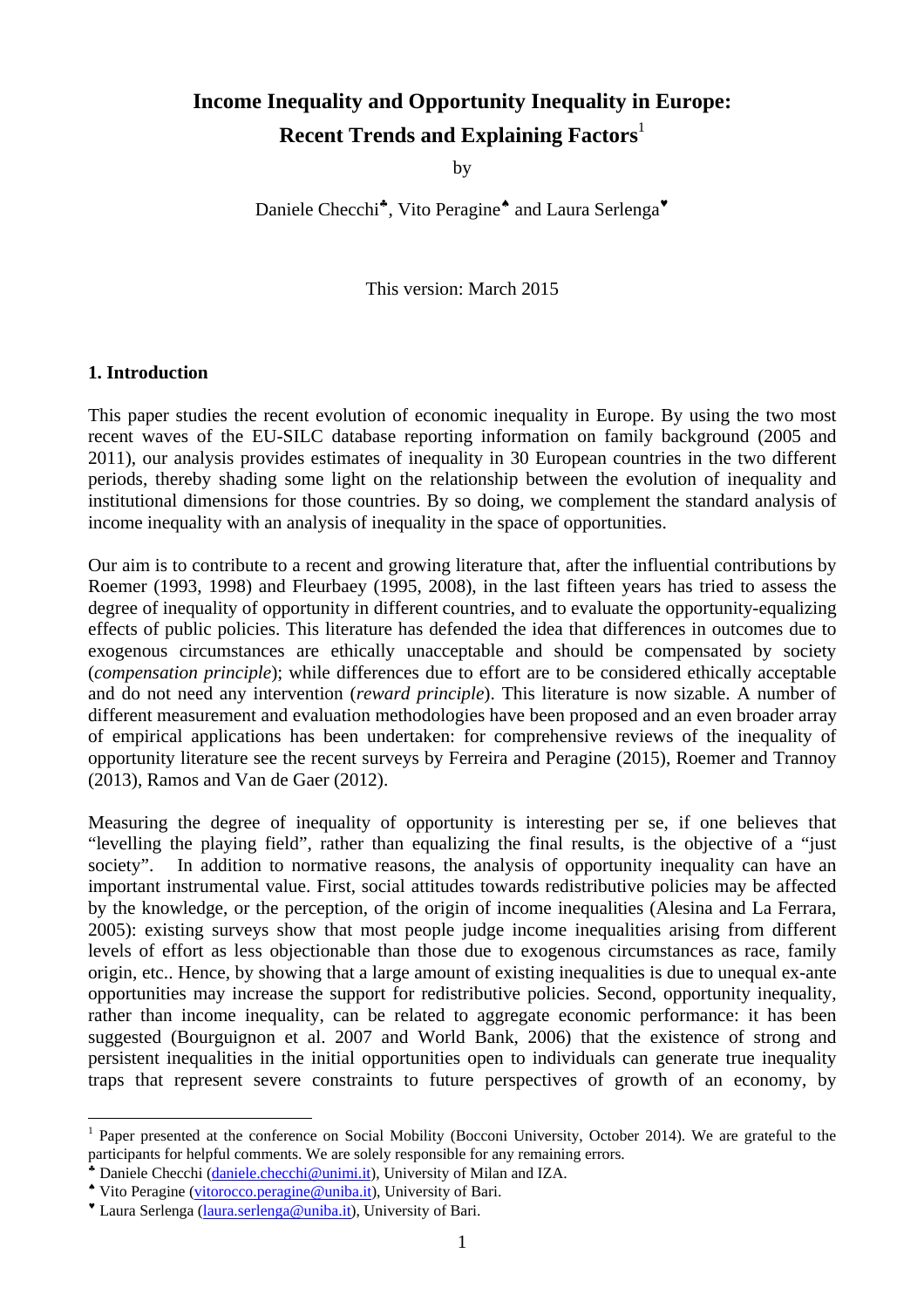# Income Inequality and Opportunity Inequality in Europe: Recent Trends and Explaining Factors[1]

by

Daniele Checchi[♣], Vito Peragine[♠] and Laura Serlenga[♥]

This version: March 2015

## 1. Introduction

This paper studies the recent evolution of economic inequality in Europe. By using the two most recent waves of the EU-SILC database reporting information on family background (2005 and 2011), our analysis provides estimates of inequality in 30 European countries in the two different periods, thereby shading some light on the relationship between the evolution of inequality and institutional dimensions for those countries. By so doing, we complement the standard analysis of income inequality with an analysis of inequality in the space of opportunities.

Our aim is to contribute to a recent and growing literature that, after the influential contributions by Roemer (1993, 1998) and Fleurbaey (1995, 2008), in the last fifteen years has tried to assess the degree of inequality of opportunity in different countries, and to evaluate the opportunity-equalizing effects of public policies. This literature has defended the idea that differences in outcomes due to exogenous circumstances are ethically unacceptable and should be compensated by society (*compensation principle*); while differences due to effort are to be considered ethically acceptable and do not need any intervention (*reward principle*). This literature is now sizable. A number of different measurement and evaluation methodologies have been proposed and an even broader array of empirical applications has been undertaken: for comprehensive reviews of the inequality of opportunity literature see the recent surveys by Ferreira and Peragine (2015), Roemer and Trannoy (2013), Ramos and Van de Gaer (2012).

Measuring the degree of inequality of opportunity is interesting per se, if one believes that "levelling the playing field", rather than equalizing the final results, is the objective of a "just society". In addition to normative reasons, the analysis of opportunity inequality can have an important instrumental value. First, social attitudes towards redistributive policies may be affected by the knowledge, or the perception, of the origin of income inequalities (Alesina and La Ferrara, 2005): existing surveys show that most people judge income inequalities arising from different levels of effort as less objectionable than those due to exogenous circumstances as race, family origin, etc.. Hence, by showing that a large amount of existing inequalities is due to unequal ex-ante opportunities may increase the support for redistributive policies. Second, opportunity inequality, rather than income inequality, can be related to aggregate economic performance: it has been suggested (Bourguignon et al. 2007 and World Bank, 2006) that the existence of strong and persistent inequalities in the initial opportunities open to individuals can generate true inequality traps that represent severe constraints to future perspectives of growth of an economy, by

---

[1] Paper presented at the conference on Social Mobility (Bocconi University, October 2014). We are grateful to the participants for helpful comments. We are solely responsible for any remaining errors.

[♣] Daniele Checchi (daniele.checchi@unimi.it), University of Milan and IZA.

[♠] Vito Peragine (vitorocco.peragine@uniba.it), University of Bari.

[♥] Laura Serlenga (laura.serlenga@uniba.it), University of Bari.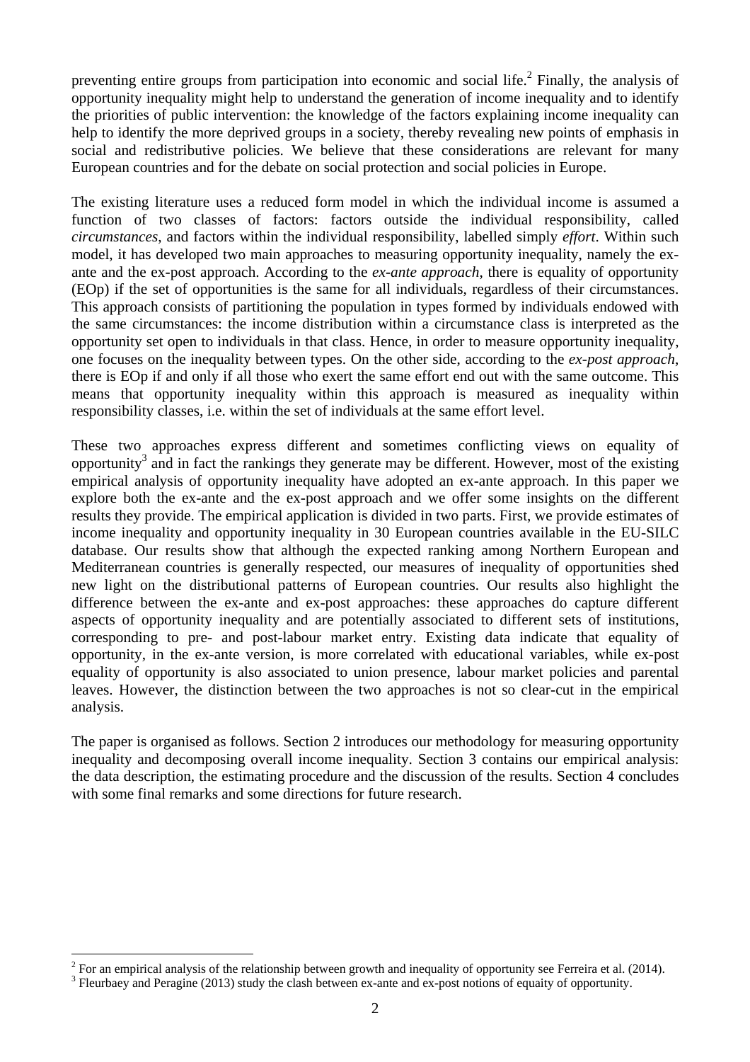preventing entire groups from participation into economic and social life.[2] Finally, the analysis of opportunity inequality might help to understand the generation of income inequality and to identify the priorities of public intervention: the knowledge of the factors explaining income inequality can help to identify the more deprived groups in a society, thereby revealing new points of emphasis in social and redistributive policies. We believe that these considerations are relevant for many European countries and for the debate on social protection and social policies in Europe.

The existing literature uses a reduced form model in which the individual income is assumed a function of two classes of factors: factors outside the individual responsibility, called *circumstances*, and factors within the individual responsibility, labelled simply *effort*. Within such model, it has developed two main approaches to measuring opportunity inequality, namely the ex-ante and the ex-post approach. According to the *ex-ante approach*, there is equality of opportunity (EOp) if the set of opportunities is the same for all individuals, regardless of their circumstances. This approach consists of partitioning the population in types formed by individuals endowed with the same circumstances: the income distribution within a circumstance class is interpreted as the opportunity set open to individuals in that class. Hence, in order to measure opportunity inequality, one focuses on the inequality between types. On the other side, according to the *ex-post approach*, there is EOp if and only if all those who exert the same effort end out with the same outcome. This means that opportunity inequality within this approach is measured as inequality within responsibility classes, i.e. within the set of individuals at the same effort level.

These two approaches express different and sometimes conflicting views on equality of opportunity[3] and in fact the rankings they generate may be different. However, most of the existing empirical analysis of opportunity inequality have adopted an ex-ante approach. In this paper we explore both the ex-ante and the ex-post approach and we offer some insights on the different results they provide. The empirical application is divided in two parts. First, we provide estimates of income inequality and opportunity inequality in 30 European countries available in the EU-SILC database. Our results show that although the expected ranking among Northern European and Mediterranean countries is generally respected, our measures of inequality of opportunities shed new light on the distributional patterns of European countries. Our results also highlight the difference between the ex-ante and ex-post approaches: these approaches do capture different aspects of opportunity inequality and are potentially associated to different sets of institutions, corresponding to pre- and post-labour market entry. Existing data indicate that equality of opportunity, in the ex-ante version, is more correlated with educational variables, while ex-post equality of opportunity is also associated to union presence, labour market policies and parental leaves. However, the distinction between the two approaches is not so clear-cut in the empirical analysis.

The paper is organised as follows. Section 2 introduces our methodology for measuring opportunity inequality and decomposing overall income inequality. Section 3 contains our empirical analysis: the data description, the estimating procedure and the discussion of the results. Section 4 concludes with some final remarks and some directions for future research.

[2] For an empirical analysis of the relationship between growth and inequality of opportunity see Ferreira et al. (2014).

[3] Fleurbaey and Peragine (2013) study the clash between ex-ante and ex-post notions of equaity of opportunity.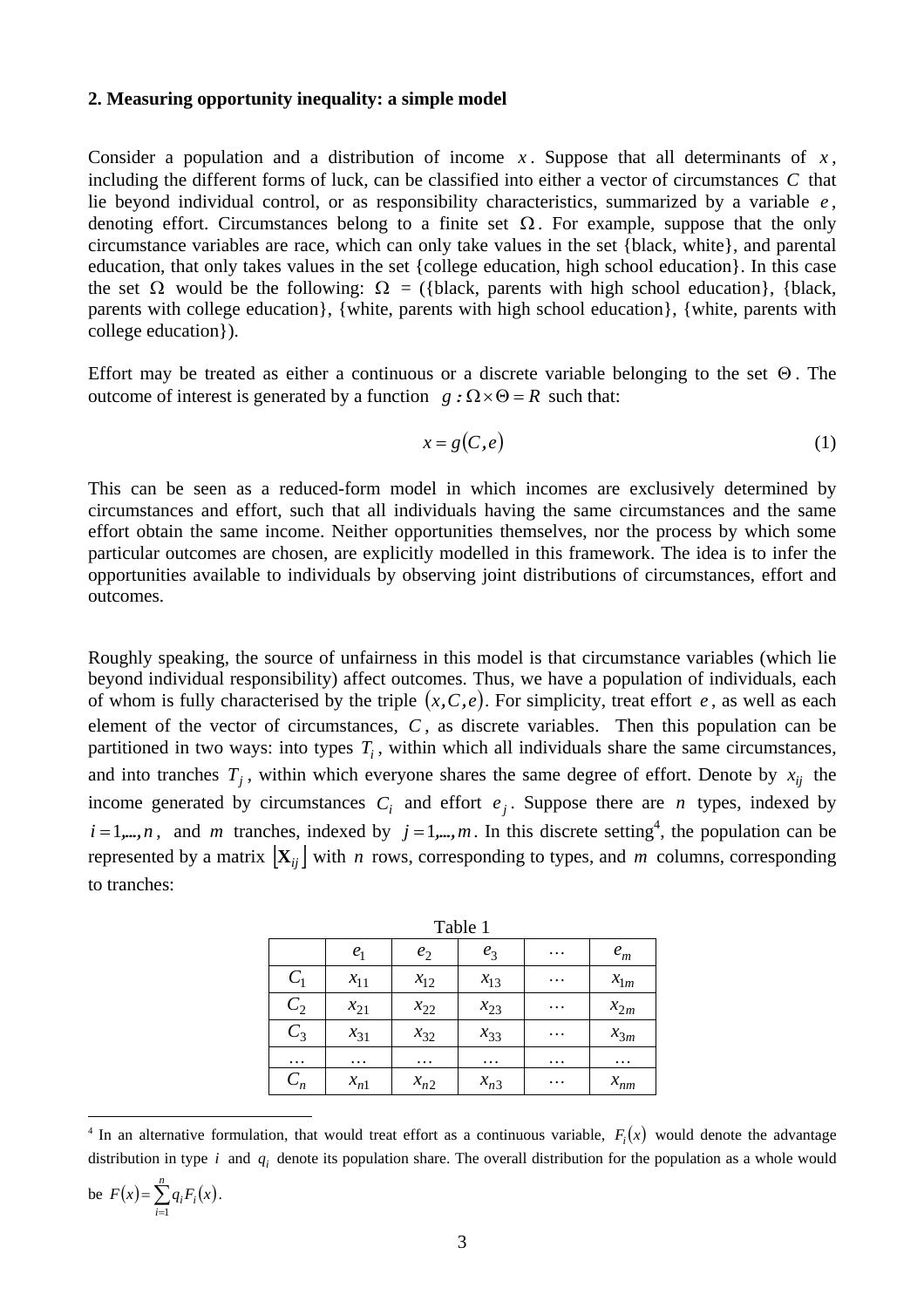### 2. Measuring opportunity inequality: a simple model

Consider a population and a distribution of income $x$. Suppose that all determinants of $x$, including the different forms of luck, can be classified into either a vector of circumstances $C$ that lie beyond individual control, or as responsibility characteristics, summarized by a variable $e$, denoting effort. Circumstances belong to a finite set $\Omega$. For example, suppose that the only circumstance variables are race, which can only take values in the set {black, white}, and parental education, that only takes values in the set {college education, high school education}. In this case the set $\Omega$ would be the following: $\Omega$ = ({black, parents with high school education}, {black, parents with college education}, {white, parents with high school education}, {white, parents with college education}).

Effort may be treated as either a continuous or a discrete variable belonging to the set $\Theta$. The outcome of interest is generated by a function $g : \Omega \times \Theta = R$ such that:

$$x = g(C, e) \tag{1}$$

This can be seen as a reduced-form model in which incomes are exclusively determined by circumstances and effort, such that all individuals having the same circumstances and the same effort obtain the same income. Neither opportunities themselves, nor the process by which some particular outcomes are chosen, are explicitly modelled in this framework. The idea is to infer the opportunities available to individuals by observing joint distributions of circumstances, effort and outcomes.

Roughly speaking, the source of unfairness in this model is that circumstance variables (which lie beyond individual responsibility) affect outcomes. Thus, we have a population of individuals, each of whom is fully characterised by the triple $(x, C, e)$. For simplicity, treat effort $e$, as well as each element of the vector of circumstances, $C$, as discrete variables. Then this population can be partitioned in two ways: into types $T_i$, within which all individuals share the same circumstances, and into tranches $T_j$, within which everyone shares the same degree of effort. Denote by $x_{ij}$ the income generated by circumstances $C_i$ and effort $e_j$. Suppose there are $n$ types, indexed by $i = 1,...,n$, and $m$ tranches, indexed by $j = 1,...,m$. In this discrete setting[4], the population can be represented by a matrix $\lfloor \mathbf{X}_{ij} \rfloor$ with $n$ rows, corresponding to types, and $m$ columns, corresponding to tranches:

Table 1

| | $e_1$ | $e_2$ | $e_3$ | $\dots$ | $e_m$ |
|---|---|---|---|---|---|
| $C_1$ | $x_{11}$ | $x_{12}$ | $x_{13}$ | $\dots$ | $x_{1m}$ |
| $C_2$ | $x_{21}$ | $x_{22}$ | $x_{23}$ | $\dots$ | $x_{2m}$ |
| $C_3$ | $x_{31}$ | $x_{32}$ | $x_{33}$ | $\dots$ | $x_{3m}$ |
| $\dots$ | $\dots$ | $\dots$ | $\dots$ | $\dots$ | $\dots$ |
| $C_n$ | $x_{n1}$ | $x_{n2}$ | $x_{n3}$ | $\dots$ | $x_{nm}$ |

[4] In an alternative formulation, that would treat effort as a continuous variable, $F_i(x)$ would denote the advantage distribution in type $i$ and $q_i$ denote its population share. The overall distribution for the population as a whole would be $F(x) = \sum_{i=1}^{n} q_i F_i(x)$.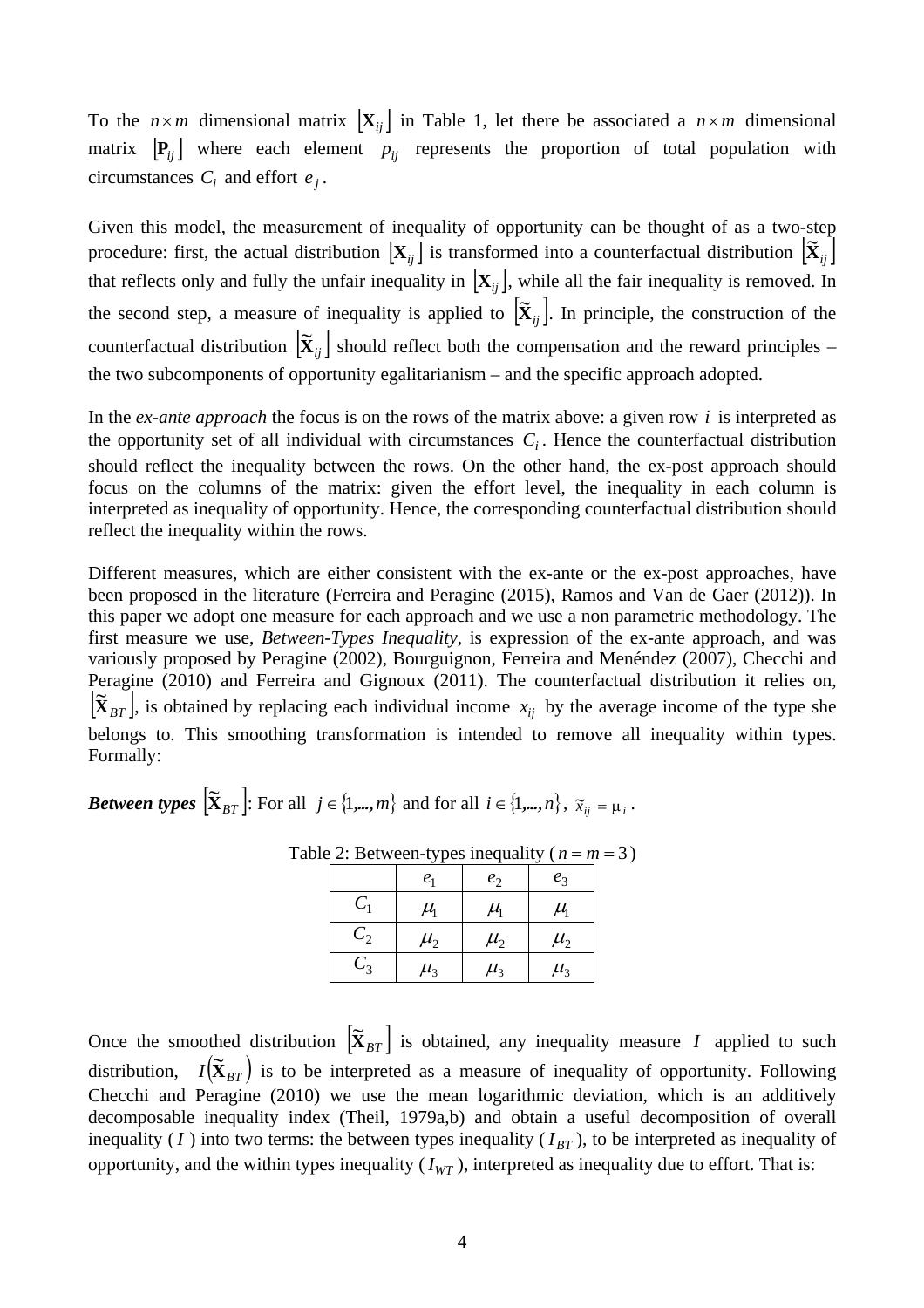To the $n \times m$ dimensional matrix $\lfloor \mathbf{X}_{ij} \rfloor$ in Table 1, let there be associated a $n \times m$ dimensional matrix $\lfloor \mathbf{P}_{ij} \rfloor$ where each element $p_{ij}$ represents the proportion of total population with circumstances $C_i$ and effort $e_j$.

Given this model, the measurement of inequality of opportunity can be thought of as a two-step procedure: first, the actual distribution $\lfloor \mathbf{X}_{ij} \rfloor$ is transformed into a counterfactual distribution $\lfloor \tilde{\mathbf{X}}_{ij} \rfloor$ that reflects only and fully the unfair inequality in $\lfloor \mathbf{X}_{ij} \rfloor$, while all the fair inequality is removed. In the second step, a measure of inequality is applied to $\lfloor \tilde{\mathbf{X}}_{ij} \rfloor$. In principle, the construction of the counterfactual distribution $\lfloor \tilde{\mathbf{X}}_{ij} \rfloor$ should reflect both the compensation and the reward principles – the two subcomponents of opportunity egalitarianism – and the specific approach adopted.

In the *ex-ante approach* the focus is on the rows of the matrix above: a given row $i$ is interpreted as the opportunity set of all individual with circumstances $C_i$. Hence the counterfactual distribution should reflect the inequality between the rows. On the other hand, the ex-post approach should focus on the columns of the matrix: given the effort level, the inequality in each column is interpreted as inequality of opportunity. Hence, the corresponding counterfactual distribution should reflect the inequality within the rows.

Different measures, which are either consistent with the ex-ante or the ex-post approaches, have been proposed in the literature (Ferreira and Peragine (2015), Ramos and Van de Gaer (2012)). In this paper we adopt one measure for each approach and we use a non parametric methodology. The first measure we use, *Between-Types Inequality*, is expression of the ex-ante approach, and was variously proposed by Peragine (2002), Bourguignon, Ferreira and Menéndez (2007), Checchi and Peragine (2010) and Ferreira and Gignoux (2011). The counterfactual distribution it relies on, $\lfloor \tilde{\mathbf{X}}_{BT} \rfloor$, is obtained by replacing each individual income $x_{ij}$ by the average income of the type she belongs to. This smoothing transformation is intended to remove all inequality within types. Formally:

***Between types*** $\lfloor \tilde{\mathbf{X}}_{BT} \rfloor$: For all $j \in \{1,...,m\}$ and for all $i \in \{1,...,n\}$, $\tilde{x}_{ij} = \mu_i$.

Table 2: Between-types inequality ($n = m = 3$)

| | $e_1$ | $e_2$ | $e_3$ |
|---|---|---|---|
| $C_1$ | $\mu_1$ | $\mu_1$ | $\mu_1$ |
| $C_2$ | $\mu_2$ | $\mu_2$ | $\mu_2$ |
| $C_3$ | $\mu_3$ | $\mu_3$ | $\mu_3$ |

Once the smoothed distribution $\lfloor \tilde{\mathbf{X}}_{BT} \rfloor$ is obtained, any inequality measure $I$ applied to such distribution, $I(\tilde{\mathbf{X}}_{BT})$ is to be interpreted as a measure of inequality of opportunity. Following Checchi and Peragine (2010) we use the mean logarithmic deviation, which is an additively decomposable inequality index (Theil, 1979a,b) and obtain a useful decomposition of overall inequality ($I$) into two terms: the between types inequality ($I_{BT}$), to be interpreted as inequality of opportunity, and the within types inequality ($I_{WT}$), interpreted as inequality due to effort. That is: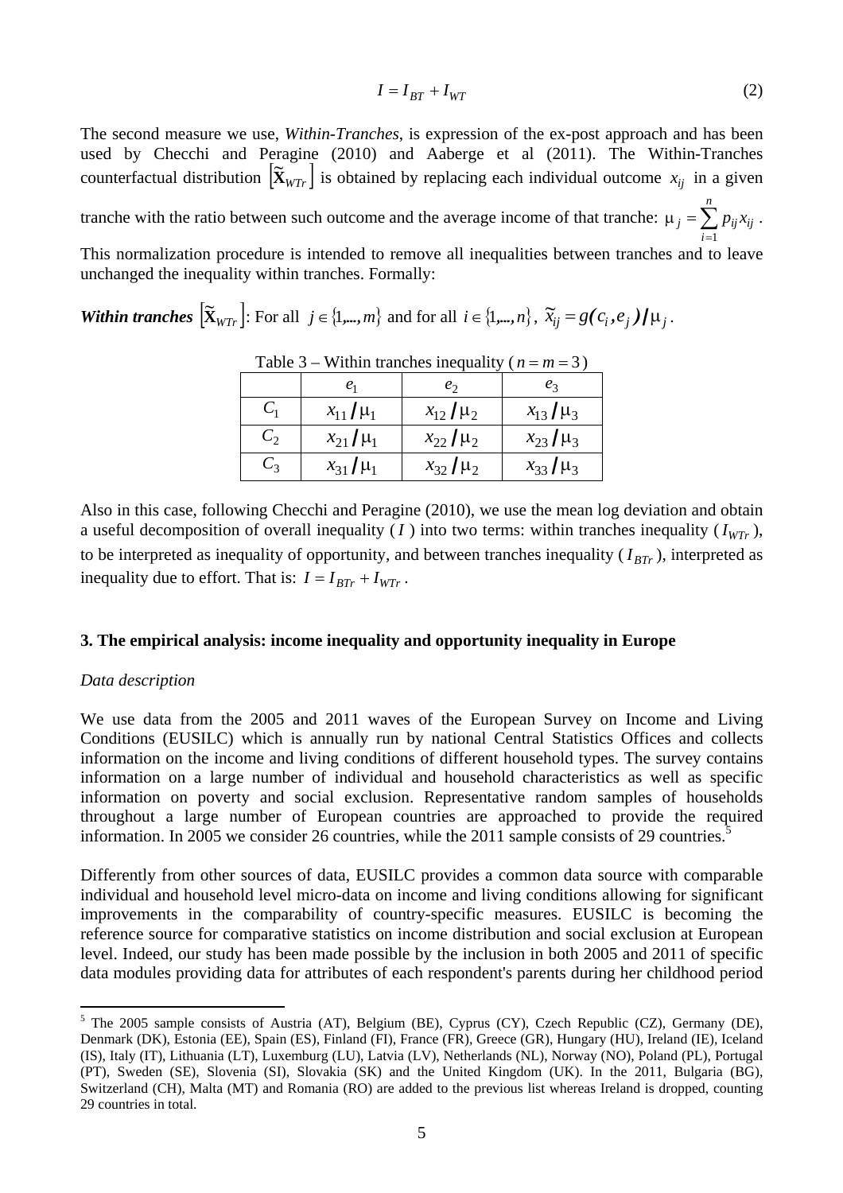$$I = I_{BT} + I_{WT} \tag{2}$$

The second measure we use, *Within-Tranches*, is expression of the ex-post approach and has been used by Checchi and Peragine (2010) and Aaberge et al (2011). The Within-Tranches counterfactual distribution $\left[\widetilde{\mathbf{X}}_{WTr}\right]$ is obtained by replacing each individual outcome $x_{ij}$ in a given tranche with the ratio between such outcome and the average income of that tranche: $\mu_j = \sum_{i=1}^{n} p_{ij} x_{ij}$.

This normalization procedure is intended to remove all inequalities between tranches and to leave unchanged the inequality within tranches. Formally:

***Within tranches*** $\left[\widetilde{\mathbf{X}}_{WTr}\right]$: For all $j \in \{1,...,m\}$ and for all $i \in \{1,...,n\}$, $\widetilde{x}_{ij} = g(c_i, e_j)/\mu_j$.

Table 3 – Within tranches inequality ($n = m = 3$)

| | $e_1$ | $e_2$ | $e_3$ |
|---|---|---|---|
| $C_1$ | $x_{11}/\mu_1$ | $x_{12}/\mu_2$ | $x_{13}/\mu_3$ |
| $C_2$ | $x_{21}/\mu_1$ | $x_{22}/\mu_2$ | $x_{23}/\mu_3$ |
| $C_3$ | $x_{31}/\mu_1$ | $x_{32}/\mu_2$ | $x_{33}/\mu_3$ |

Also in this case, following Checchi and Peragine (2010), we use the mean log deviation and obtain a useful decomposition of overall inequality ($I$) into two terms: within tranches inequality ($I_{WTr}$), to be interpreted as inequality of opportunity, and between tranches inequality ($I_{BTr}$), interpreted as inequality due to effort. That is: $I = I_{BTr} + I_{WTr}$.

## 3. The empirical analysis: income inequality and opportunity inequality in Europe

*Data description*

We use data from the 2005 and 2011 waves of the European Survey on Income and Living Conditions (EUSILC) which is annually run by national Central Statistics Offices and collects information on the income and living conditions of different household types. The survey contains information on a large number of individual and household characteristics as well as specific information on poverty and social exclusion. Representative random samples of households throughout a large number of European countries are approached to provide the required information. In 2005 we consider 26 countries, while the 2011 sample consists of 29 countries.[5]

Differently from other sources of data, EUSILC provides a common data source with comparable individual and household level micro-data on income and living conditions allowing for significant improvements in the comparability of country-specific measures. EUSILC is becoming the reference source for comparative statistics on income distribution and social exclusion at European level. Indeed, our study has been made possible by the inclusion in both 2005 and 2011 of specific data modules providing data for attributes of each respondent's parents during her childhood period

[5] The 2005 sample consists of Austria (AT), Belgium (BE), Cyprus (CY), Czech Republic (CZ), Germany (DE), Denmark (DK), Estonia (EE), Spain (ES), Finland (FI), France (FR), Greece (GR), Hungary (HU), Ireland (IE), Iceland (IS), Italy (IT), Lithuania (LT), Luxemburg (LU), Latvia (LV), Netherlands (NL), Norway (NO), Poland (PL), Portugal (PT), Sweden (SE), Slovenia (SI), Slovakia (SK) and the United Kingdom (UK). In the 2011, Bulgaria (BG), Switzerland (CH), Malta (MT) and Romania (RO) are added to the previous list whereas Ireland is dropped, counting 29 countries in total.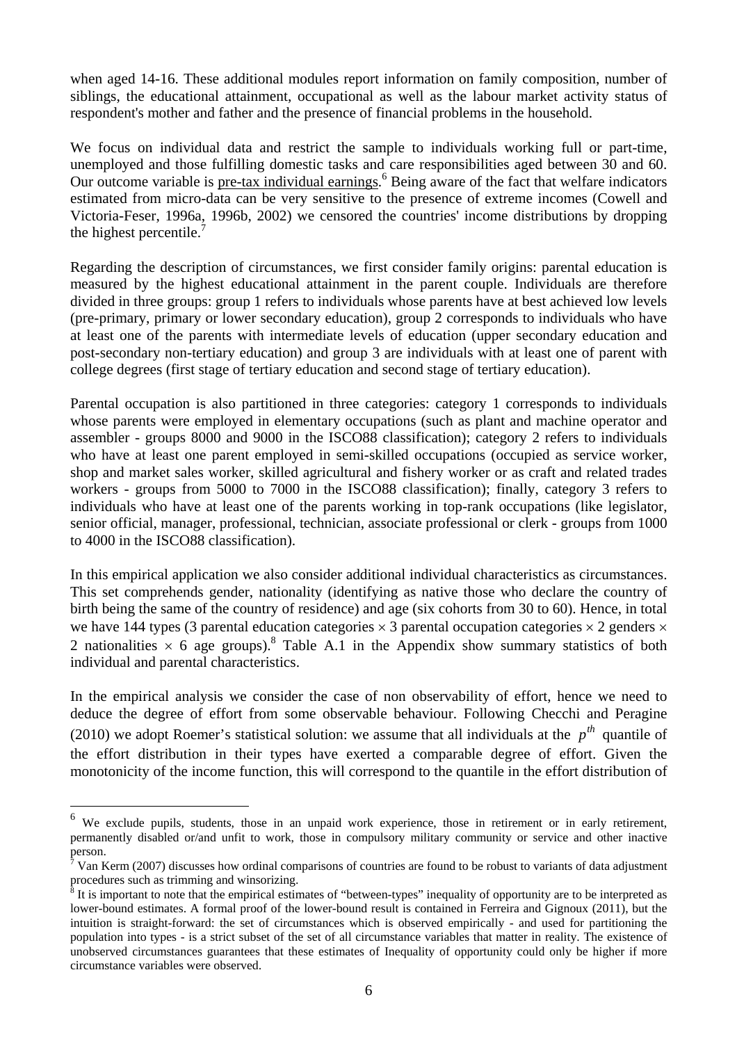when aged 14-16. These additional modules report information on family composition, number of siblings, the educational attainment, occupational as well as the labour market activity status of respondent's mother and father and the presence of financial problems in the household.

We focus on individual data and restrict the sample to individuals working full or part-time, unemployed and those fulfilling domestic tasks and care responsibilities aged between 30 and 60. Our outcome variable is pre-tax individual earnings.[6] Being aware of the fact that welfare indicators estimated from micro-data can be very sensitive to the presence of extreme incomes (Cowell and Victoria-Feser, 1996a, 1996b, 2002) we censored the countries' income distributions by dropping the highest percentile.[7]

Regarding the description of circumstances, we first consider family origins: parental education is measured by the highest educational attainment in the parent couple. Individuals are therefore divided in three groups: group 1 refers to individuals whose parents have at best achieved low levels (pre-primary, primary or lower secondary education), group 2 corresponds to individuals who have at least one of the parents with intermediate levels of education (upper secondary education and post-secondary non-tertiary education) and group 3 are individuals with at least one of parent with college degrees (first stage of tertiary education and second stage of tertiary education).

Parental occupation is also partitioned in three categories: category 1 corresponds to individuals whose parents were employed in elementary occupations (such as plant and machine operator and assembler - groups 8000 and 9000 in the ISCO88 classification); category 2 refers to individuals who have at least one parent employed in semi-skilled occupations (occupied as service worker, shop and market sales worker, skilled agricultural and fishery worker or as craft and related trades workers - groups from 5000 to 7000 in the ISCO88 classification); finally, category 3 refers to individuals who have at least one of the parents working in top-rank occupations (like legislator, senior official, manager, professional, technician, associate professional or clerk - groups from 1000 to 4000 in the ISCO88 classification).

In this empirical application we also consider additional individual characteristics as circumstances. This set comprehends gender, nationality (identifying as native those who declare the country of birth being the same of the country of residence) and age (six cohorts from 30 to 60). Hence, in total we have 144 types (3 parental education categories $\times$ 3 parental occupation categories $\times$ 2 genders $\times$ 2 nationalities $\times$ 6 age groups).[8] Table A.1 in the Appendix show summary statistics of both individual and parental characteristics.

In the empirical analysis we consider the case of non observability of effort, hence we need to deduce the degree of effort from some observable behaviour. Following Checchi and Peragine (2010) we adopt Roemer's statistical solution: we assume that all individuals at the $p^{th}$ quantile of the effort distribution in their types have exerted a comparable degree of effort. Given the monotonicity of the income function, this will correspond to the quantile in the effort distribution of

---

[6] We exclude pupils, students, those in an unpaid work experience, those in retirement or in early retirement, permanently disabled or/and unfit to work, those in compulsory military community or service and other inactive person.

[7] Van Kerm (2007) discusses how ordinal comparisons of countries are found to be robust to variants of data adjustment procedures such as trimming and winsorizing.

[8] It is important to note that the empirical estimates of "between-types" inequality of opportunity are to be interpreted as lower-bound estimates. A formal proof of the lower-bound result is contained in Ferreira and Gignoux (2011), but the intuition is straight-forward: the set of circumstances which is observed empirically - and used for partitioning the population into types - is a strict subset of the set of all circumstance variables that matter in reality. The existence of unobserved circumstances guarantees that these estimates of Inequality of opportunity could only be higher if more circumstance variables were observed.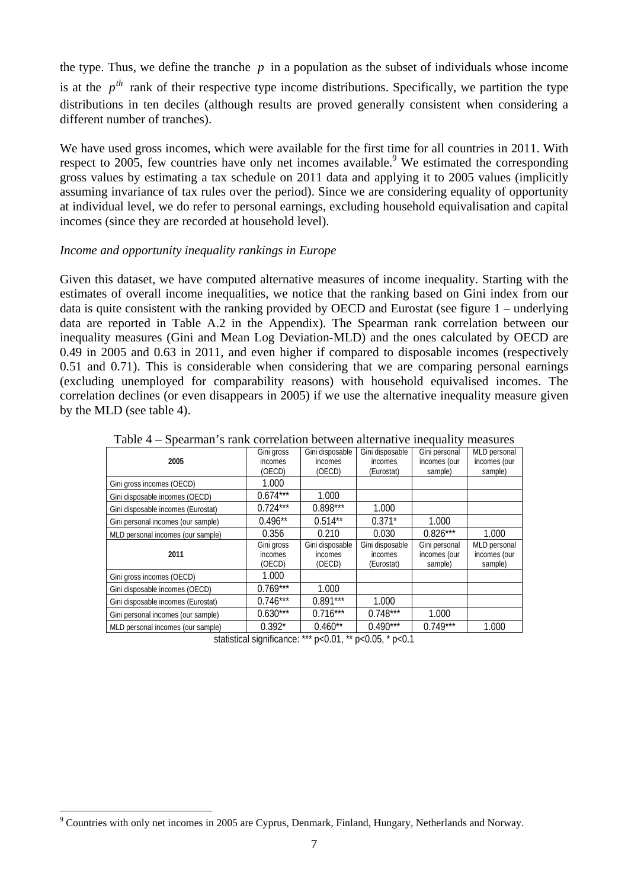the type. Thus, we define the tranche $p$ in a population as the subset of individuals whose income is at the $p^{th}$ rank of their respective type income distributions. Specifically, we partition the type distributions in ten deciles (although results are proved generally consistent when considering a different number of tranches).

We have used gross incomes, which were available for the first time for all countries in 2011. With respect to 2005, few countries have only net incomes available.[9] We estimated the corresponding gross values by estimating a tax schedule on 2011 data and applying it to 2005 values (implicitly assuming invariance of tax rules over the period). Since we are considering equality of opportunity at individual level, we do refer to personal earnings, excluding household equivalisation and capital incomes (since they are recorded at household level).

*Income and opportunity inequality rankings in Europe*

Given this dataset, we have computed alternative measures of income inequality. Starting with the estimates of overall income inequalities, we notice that the ranking based on Gini index from our data is quite consistent with the ranking provided by OECD and Eurostat (see figure 1 – underlying data are reported in Table A.2 in the Appendix). The Spearman rank correlation between our inequality measures (Gini and Mean Log Deviation-MLD) and the ones calculated by OECD are 0.49 in 2005 and 0.63 in 2011, and even higher if compared to disposable incomes (respectively 0.51 and 0.71). This is considerable when considering that we are comparing personal earnings (excluding unemployed for comparability reasons) with household equivalised incomes. The correlation declines (or even disappears in 2005) if we use the alternative inequality measure given by the MLD (see table 4).

Table 4 – Spearman's rank correlation between alternative inequality measures

| **2005** | Gini gross incomes (OECD) | Gini disposable incomes (OECD) | Gini disposable incomes (Eurostat) | Gini personal incomes (our sample) | MLD personal incomes (our sample) |
|---|---|---|---|---|---|
| Gini gross incomes (OECD) | 1.000 | | | | |
| Gini disposable incomes (OECD) | 0.674*** | 1.000 | | | |
| Gini disposable incomes (Eurostat) | 0.724*** | 0.898*** | 1.000 | | |
| Gini personal incomes (our sample) | 0.496** | 0.514** | 0.371* | 1.000 | |
| MLD personal incomes (our sample) | 0.356 | 0.210 | 0.030 | 0.826*** | 1.000 |
| **2011** | Gini gross incomes (OECD) | Gini disposable incomes (OECD) | Gini disposable incomes (Eurostat) | Gini personal incomes (our sample) | MLD personal incomes (our sample) |
| Gini gross incomes (OECD) | 1.000 | | | | |
| Gini disposable incomes (OECD) | 0.769*** | 1.000 | | | |
| Gini disposable incomes (Eurostat) | 0.746*** | 0.891*** | 1.000 | | |
| Gini personal incomes (our sample) | 0.630*** | 0.716*** | 0.748*** | 1.000 | |
| MLD personal incomes (our sample) | 0.392* | 0.460** | 0.490*** | 0.749*** | 1.000 |

statistical significance: *** p<0.01, ** p<0.05, * p<0.1

[9] Countries with only net incomes in 2005 are Cyprus, Denmark, Finland, Hungary, Netherlands and Norway.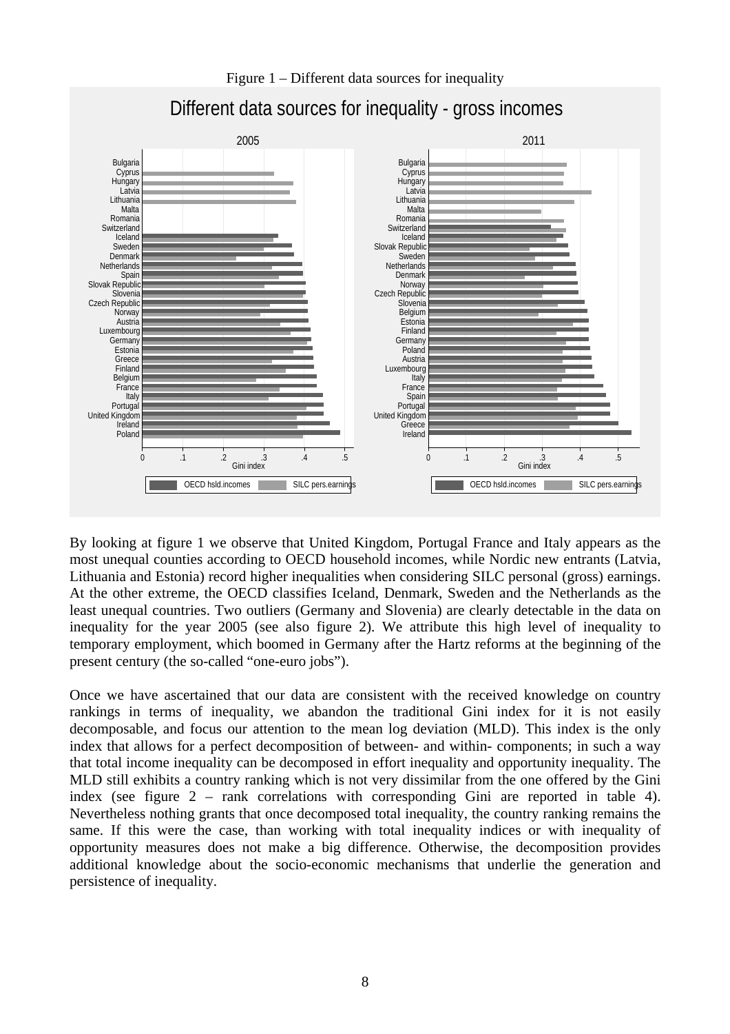Figure 1 – Different data sources for inequality

By looking at figure 1 we observe that United Kingdom, Portugal France and Italy appears as the most unequal counties according to OECD household incomes, while Nordic new entrants (Latvia, Lithuania and Estonia) record higher inequalities when considering SILC personal (gross) earnings. At the other extreme, the OECD classifies Iceland, Denmark, Sweden and the Netherlands as the least unequal countries. Two outliers (Germany and Slovenia) are clearly detectable in the data on inequality for the year 2005 (see also figure 2). We attribute this high level of inequality to temporary employment, which boomed in Germany after the Hartz reforms at the beginning of the present century (the so-called "one-euro jobs").

Once we have ascertained that our data are consistent with the received knowledge on country rankings in terms of inequality, we abandon the traditional Gini index for it is not easily decomposable, and focus our attention to the mean log deviation (MLD). This index is the only index that allows for a perfect decomposition of between- and within- components; in such a way that total income inequality can be decomposed in effort inequality and opportunity inequality. The MLD still exhibits a country ranking which is not very dissimilar from the one offered by the Gini index (see figure 2 – rank correlations with corresponding Gini are reported in table 4). Nevertheless nothing grants that once decomposed total inequality, the country ranking remains the same. If this were the case, than working with total inequality indices or with inequality of opportunity measures does not make a big difference. Otherwise, the decomposition provides additional knowledge about the socio-economic mechanisms that underlie the generation and persistence of inequality.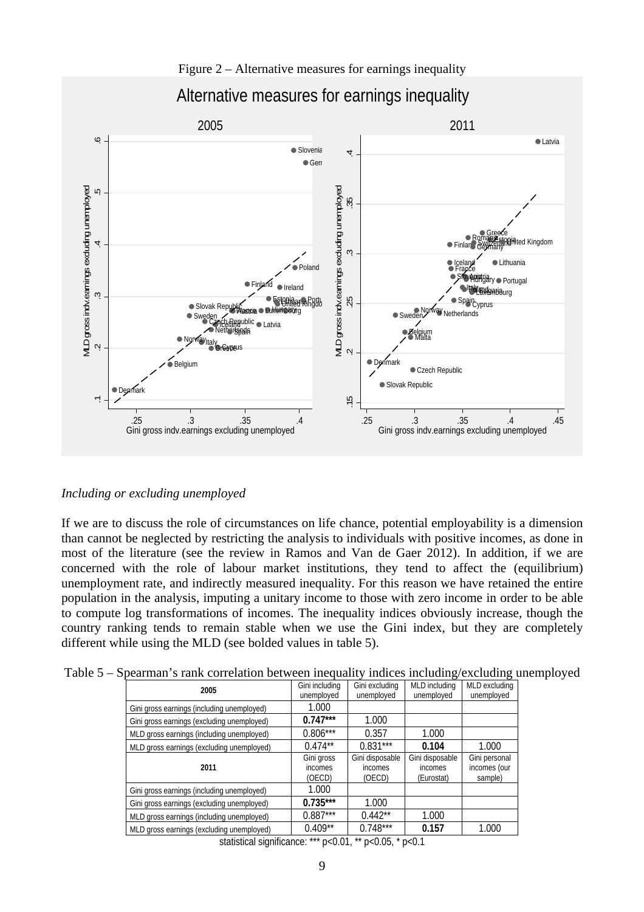Figure 2 – Alternative measures for earnings inequality

*Including or excluding unemployed*

If we are to discuss the role of circumstances on life chance, potential employability is a dimension than cannot be neglected by restricting the analysis to individuals with positive incomes, as done in most of the literature (see the review in Ramos and Van de Gaer 2012). In addition, if we are concerned with the role of labour market institutions, they tend to affect the (equilibrium) unemployment rate, and indirectly measured inequality. For this reason we have retained the entire population in the analysis, imputing a unitary income to those with zero income in order to be able to compute log transformations of incomes. The inequality indices obviously increase, though the country ranking tends to remain stable when we use the Gini index, but they are completely different while using the MLD (see bolded values in table 5).

Table 5 – Spearman's rank correlation between inequality indices including/excluding unemployed

| 2005 | Gini including unemployed | Gini excluding unemployed | MLD including unemployed | MLD excluding unemployed |
|---|---|---|---|---|
| Gini gross earnings (including unemployed) | 1.000 | | | |
| Gini gross earnings (excluding unemployed) | **0.747*** ** | 1.000 | | |
| MLD gross earnings (including unemployed) | 0.806*** | 0.357 | 1.000 | |
| MLD gross earnings (excluding unemployed) | 0.474** | 0.831*** | **0.104** | 1.000 |
| **2011** | Gini gross incomes (OECD) | Gini disposable incomes (OECD) | Gini disposable incomes (Eurostat) | Gini personal incomes (our sample) |
| Gini gross earnings (including unemployed) | 1.000 | | | |
| Gini gross earnings (excluding unemployed) | **0.735*** ** | 1.000 | | |
| MLD gross earnings (including unemployed) | 0.887*** | 0.442** | 1.000 | |
| MLD gross earnings (excluding unemployed) | 0.409** | 0.748*** | **0.157** | 1.000 |

statistical significance: *** p<0.01, ** p<0.05, * p<0.1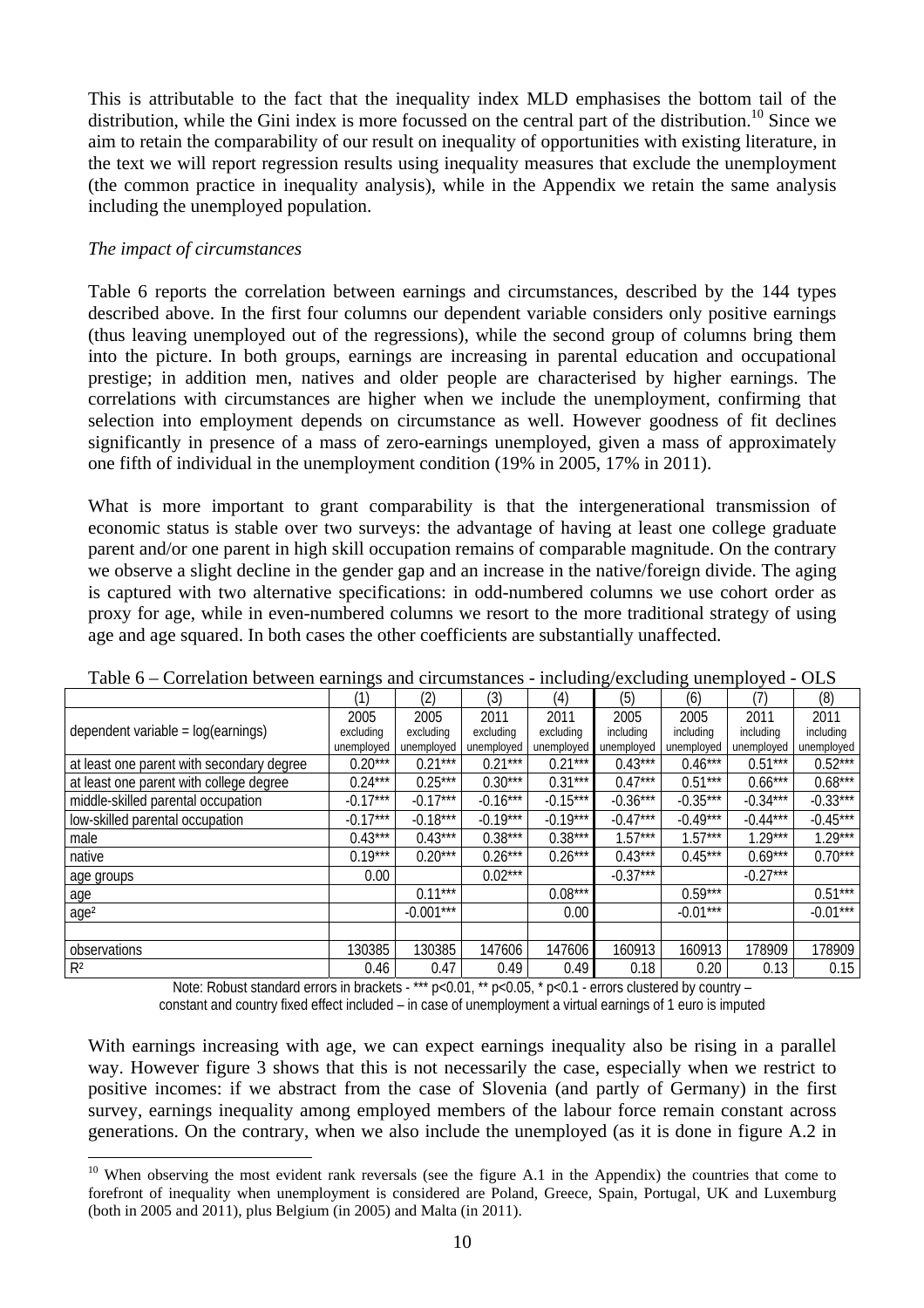This is attributable to the fact that the inequality index MLD emphasises the bottom tail of the distribution, while the Gini index is more focussed on the central part of the distribution.[10] Since we aim to retain the comparability of our result on inequality of opportunities with existing literature, in the text we will report regression results using inequality measures that exclude the unemployment (the common practice in inequality analysis), while in the Appendix we retain the same analysis including the unemployed population.

*The impact of circumstances*

Table 6 reports the correlation between earnings and circumstances, described by the 144 types described above. In the first four columns our dependent variable considers only positive earnings (thus leaving unemployed out of the regressions), while the second group of columns bring them into the picture. In both groups, earnings are increasing in parental education and occupational prestige; in addition men, natives and older people are characterised by higher earnings. The correlations with circumstances are higher when we include the unemployment, confirming that selection into employment depends on circumstance as well. However goodness of fit declines significantly in presence of a mass of zero-earnings unemployed, given a mass of approximately one fifth of individual in the unemployment condition (19% in 2005, 17% in 2011).

What is more important to grant comparability is that the intergenerational transmission of economic status is stable over two surveys: the advantage of having at least one college graduate parent and/or one parent in high skill occupation remains of comparable magnitude. On the contrary we observe a slight decline in the gender gap and an increase in the native/foreign divide. The aging is captured with two alternative specifications: in odd-numbered columns we use cohort order as proxy for age, while in even-numbered columns we resort to the more traditional strategy of using age and age squared. In both cases the other coefficients are substantially unaffected.

Table 6 – Correlation between earnings and circumstances - including/excluding unemployed - OLS

| | (1) | (2) | (3) | (4) | (5) | (6) | (7) | (8) |
|---|---|---|---|---|---|---|---|---|
| dependent variable = log(earnings) | 2005 excluding unemployed | 2005 excluding unemployed | 2011 excluding unemployed | 2011 excluding unemployed | 2005 including unemployed | 2005 including unemployed | 2011 including unemployed | 2011 including unemployed |
| at least one parent with secondary degree | 0.20*** | 0.21*** | 0.21*** | 0.21*** | 0.43*** | 0.46*** | 0.51*** | 0.52*** |
| at least one parent with college degree | 0.24*** | 0.25*** | 0.30*** | 0.31*** | 0.47*** | 0.51*** | 0.66*** | 0.68*** |
| middle-skilled parental occupation | -0.17*** | -0.17*** | -0.16*** | -0.15*** | -0.36*** | -0.35*** | -0.34*** | -0.33*** |
| low-skilled parental occupation | -0.17*** | -0.18*** | -0.19*** | -0.19*** | -0.47*** | -0.49*** | -0.44*** | -0.45*** |
| male | 0.43*** | 0.43*** | 0.38*** | 0.38*** | 1.57*** | 1.57*** | 1.29*** | 1.29*** |
| native | 0.19*** | 0.20*** | 0.26*** | 0.26*** | 0.43*** | 0.45*** | 0.69*** | 0.70*** |
| age groups | 0.00 | | 0.02*** | | -0.37*** | | -0.27*** | |
| age | | 0.11*** | | 0.08*** | | 0.59*** | | 0.51*** |
| age² | | -0.001*** | | 0.00 | | -0.01*** | | -0.01*** |
| | | | | | | | | |
| observations | 130385 | 130385 | 147606 | 147606 | 160913 | 160913 | 178909 | 178909 |
| $R^2$ | 0.46 | 0.47 | 0.49 | 0.49 | 0.18 | 0.20 | 0.13 | 0.15 |

Note: Robust standard errors in brackets - *** p<0.01, ** p<0.05, * p<0.1 - errors clustered by country – constant and country fixed effect included – in case of unemployment a virtual earnings of 1 euro is imputed

With earnings increasing with age, we can expect earnings inequality also be rising in a parallel way. However figure 3 shows that this is not necessarily the case, especially when we restrict to positive incomes: if we abstract from the case of Slovenia (and partly of Germany) in the first survey, earnings inequality among employed members of the labour force remain constant across generations. On the contrary, when we also include the unemployed (as it is done in figure A.2 in

[10] When observing the most evident rank reversals (see the figure A.1 in the Appendix) the countries that come to forefront of inequality when unemployment is considered are Poland, Greece, Spain, Portugal, UK and Luxemburg (both in 2005 and 2011), plus Belgium (in 2005) and Malta (in 2011).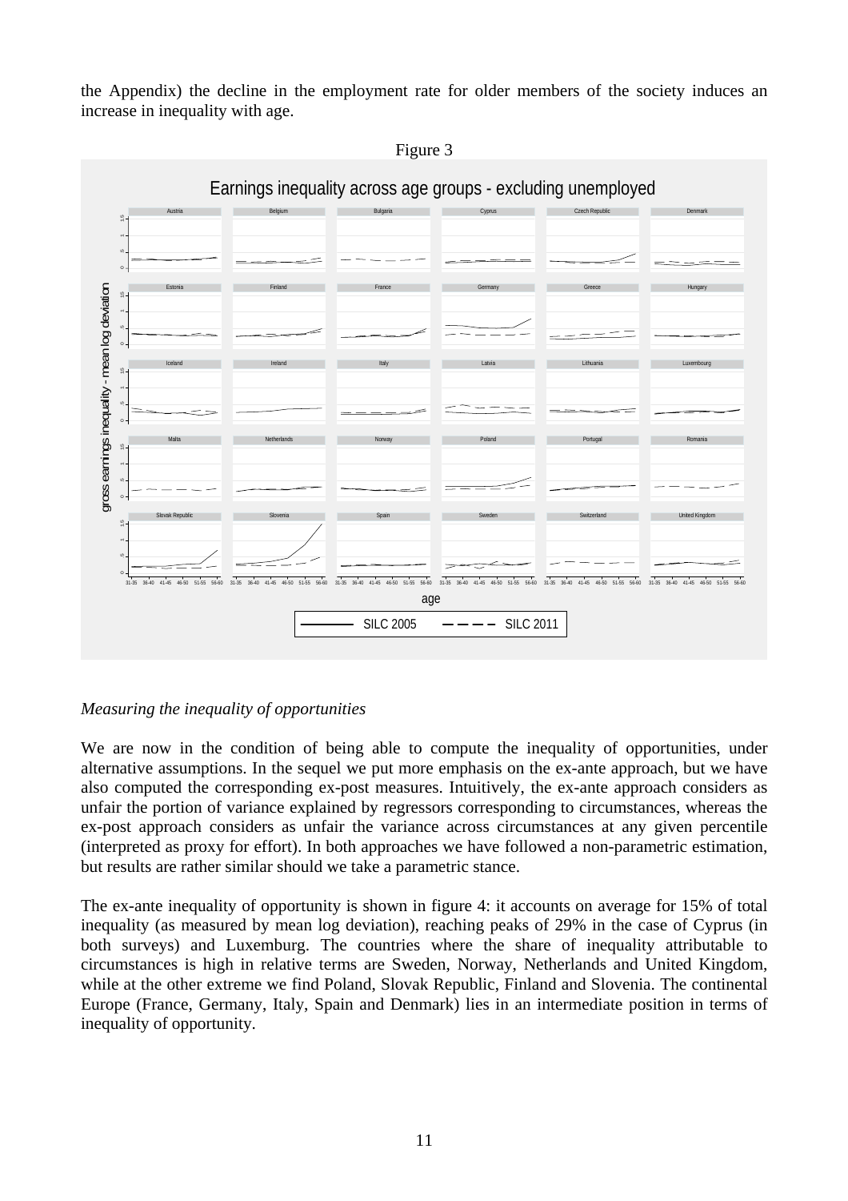the Appendix) the decline in the employment rate for older members of the society induces an increase in inequality with age.

Figure 3

*Measuring the inequality of opportunities*

We are now in the condition of being able to compute the inequality of opportunities, under alternative assumptions. In the sequel we put more emphasis on the ex-ante approach, but we have also computed the corresponding ex-post measures. Intuitively, the ex-ante approach considers as unfair the portion of variance explained by regressors corresponding to circumstances, whereas the ex-post approach considers as unfair the variance across circumstances at any given percentile (interpreted as proxy for effort). In both approaches we have followed a non-parametric estimation, but results are rather similar should we take a parametric stance.

The ex-ante inequality of opportunity is shown in figure 4: it accounts on average for 15% of total inequality (as measured by mean log deviation), reaching peaks of 29% in the case of Cyprus (in both surveys) and Luxemburg. The countries where the share of inequality attributable to circumstances is high in relative terms are Sweden, Norway, Netherlands and United Kingdom, while at the other extreme we find Poland, Slovak Republic, Finland and Slovenia. The continental Europe (France, Germany, Italy, Spain and Denmark) lies in an intermediate position in terms of inequality of opportunity.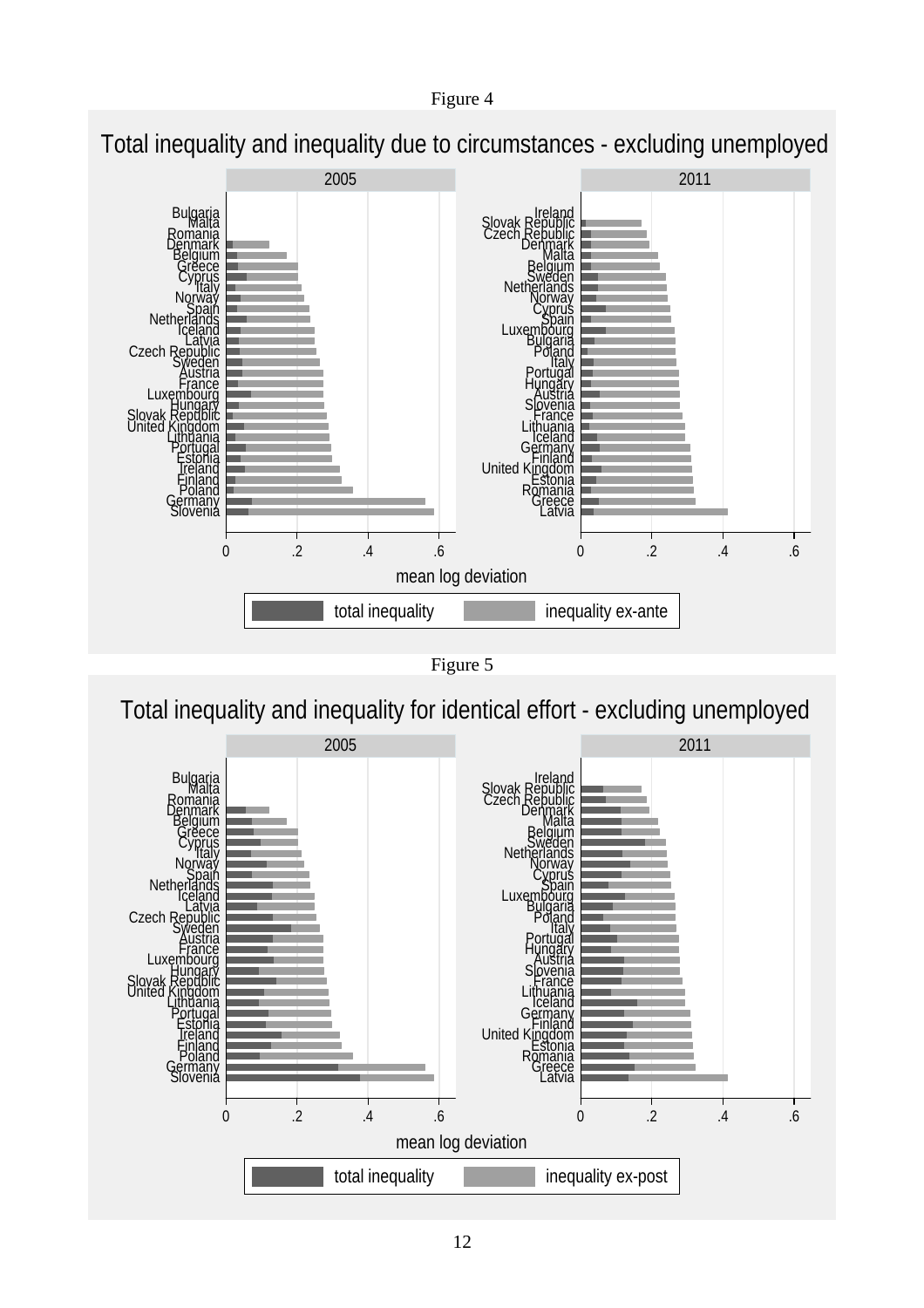Figure 4

Total inequality and inequality due to circumstances - excluding unemployed

Figure 5

Total inequality and inequality for identical effort - excluding unemployed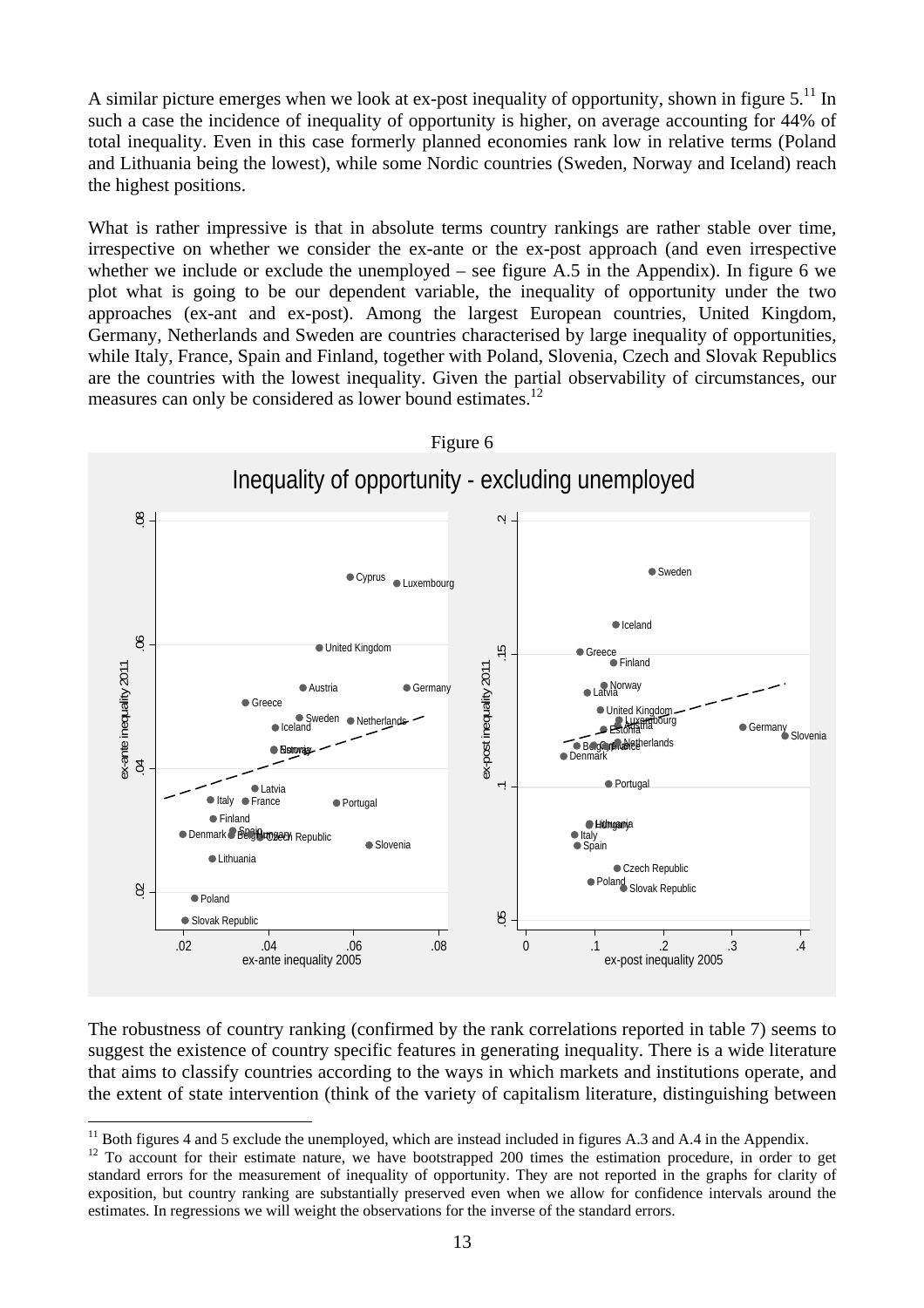A similar picture emerges when we look at ex-post inequality of opportunity, shown in figure 5.[11] In such a case the incidence of inequality of opportunity is higher, on average accounting for 44% of total inequality. Even in this case formerly planned economies rank low in relative terms (Poland and Lithuania being the lowest), while some Nordic countries (Sweden, Norway and Iceland) reach the highest positions.

What is rather impressive is that in absolute terms country rankings are rather stable over time, irrespective on whether we consider the ex-ante or the ex-post approach (and even irrespective whether we include or exclude the unemployed – see figure A.5 in the Appendix). In figure 6 we plot what is going to be our dependent variable, the inequality of opportunity under the two approaches (ex-ant and ex-post). Among the largest European countries, United Kingdom, Germany, Netherlands and Sweden are countries characterised by large inequality of opportunities, while Italy, France, Spain and Finland, together with Poland, Slovenia, Czech and Slovak Republics are the countries with the lowest inequality. Given the partial observability of circumstances, our measures can only be considered as lower bound estimates.[12]

Figure 6

Inequality of opportunity - excluding unemployed

The robustness of country ranking (confirmed by the rank correlations reported in table 7) seems to suggest the existence of country specific features in generating inequality. There is a wide literature that aims to classify countries according to the ways in which markets and institutions operate, and the extent of state intervention (think of the variety of capitalism literature, distinguishing between

[11] Both figures 4 and 5 exclude the unemployed, which are instead included in figures A.3 and A.4 in the Appendix.

[12] To account for their estimate nature, we have bootstrapped 200 times the estimation procedure, in order to get standard errors for the measurement of inequality of opportunity. They are not reported in the graphs for clarity of exposition, but country ranking are substantially preserved even when we allow for confidence intervals around the estimates. In regressions we will weight the observations for the inverse of the standard errors.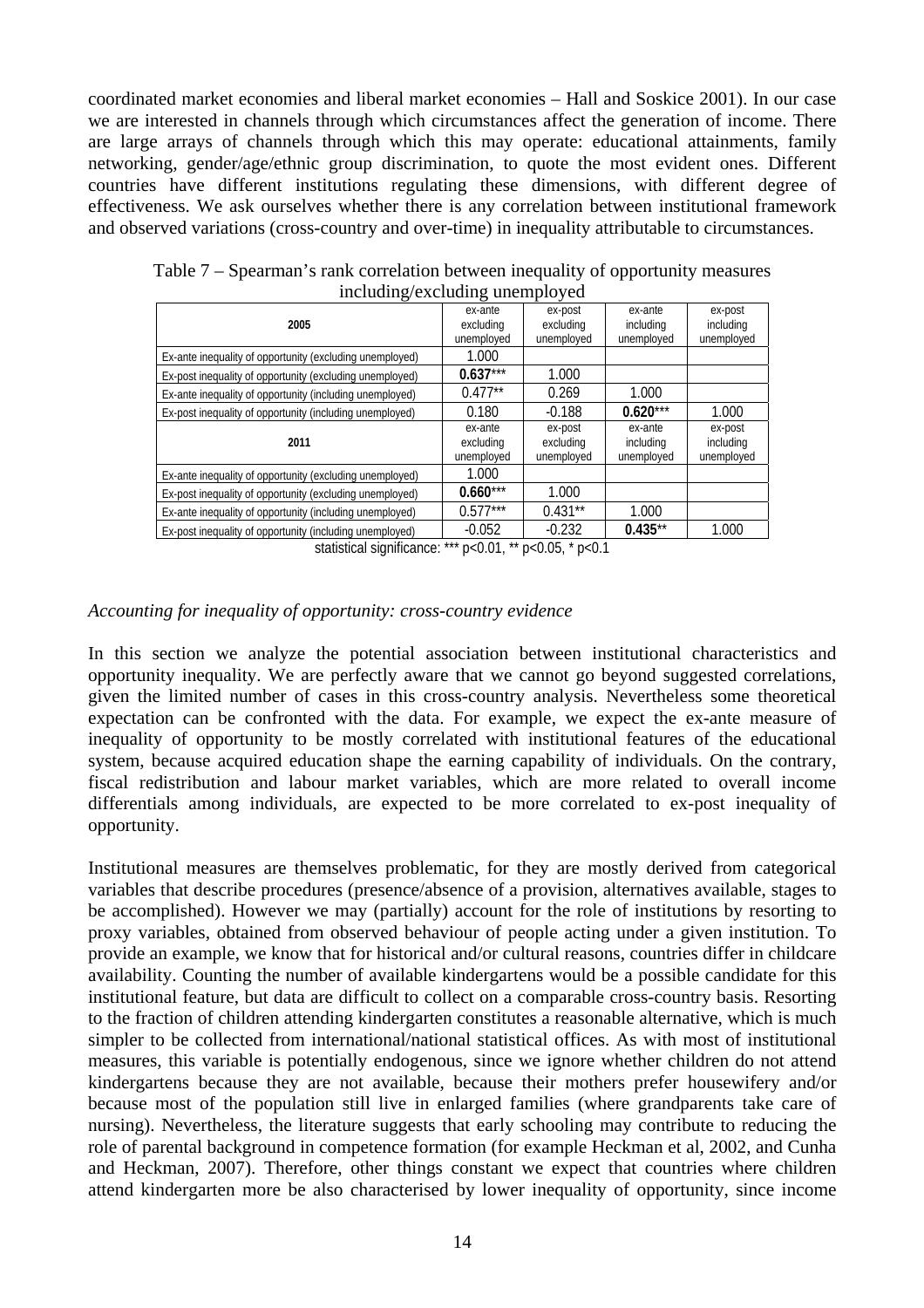coordinated market economies and liberal market economies – Hall and Soskice 2001). In our case we are interested in channels through which circumstances affect the generation of income. There are large arrays of channels through which this may operate: educational attainments, family networking, gender/age/ethnic group discrimination, to quote the most evident ones. Different countries have different institutions regulating these dimensions, with different degree of effectiveness. We ask ourselves whether there is any correlation between institutional framework and observed variations (cross-country and over-time) in inequality attributable to circumstances.

Table 7 – Spearman's rank correlation between inequality of opportunity measures including/excluding unemployed

| 2005 | ex-ante excluding unemployed | ex-post excluding unemployed | ex-ante including unemployed | ex-post including unemployed |
|---|---|---|---|---|
| Ex-ante inequality of opportunity (excluding unemployed) | 1.000 | | | |
| Ex-post inequality of opportunity (excluding unemployed) | **0.637**\*\*\* | 1.000 | | |
| Ex-ante inequality of opportunity (including unemployed) | 0.477\*\* | 0.269 | 1.000 | |
| Ex-post inequality of opportunity (including unemployed) | 0.180 | -0.188 | **0.620**\*\*\* | 1.000 |
| **2011** | **ex-ante excluding unemployed** | **ex-post excluding unemployed** | **ex-ante including unemployed** | **ex-post including unemployed** |
| Ex-ante inequality of opportunity (excluding unemployed) | 1.000 | | | |
| Ex-post inequality of opportunity (excluding unemployed) | **0.660**\*\*\* | 1.000 | | |
| Ex-ante inequality of opportunity (including unemployed) | 0.577\*\*\* | 0.431\*\* | 1.000 | |
| Ex-post inequality of opportunity (including unemployed) | -0.052 | -0.232 | **0.435**\*\* | 1.000 |

statistical significance: *** $p<0.01$, ** $p<0.05$, * $p<0.1$

*Accounting for inequality of opportunity: cross-country evidence*

In this section we analyze the potential association between institutional characteristics and opportunity inequality. We are perfectly aware that we cannot go beyond suggested correlations, given the limited number of cases in this cross-country analysis. Nevertheless some theoretical expectation can be confronted with the data. For example, we expect the ex-ante measure of inequality of opportunity to be mostly correlated with institutional features of the educational system, because acquired education shape the earning capability of individuals. On the contrary, fiscal redistribution and labour market variables, which are more related to overall income differentials among individuals, are expected to be more correlated to ex-post inequality of opportunity.

Institutional measures are themselves problematic, for they are mostly derived from categorical variables that describe procedures (presence/absence of a provision, alternatives available, stages to be accomplished). However we may (partially) account for the role of institutions by resorting to proxy variables, obtained from observed behaviour of people acting under a given institution. To provide an example, we know that for historical and/or cultural reasons, countries differ in childcare availability. Counting the number of available kindergartens would be a possible candidate for this institutional feature, but data are difficult to collect on a comparable cross-country basis. Resorting to the fraction of children attending kindergarten constitutes a reasonable alternative, which is much simpler to be collected from international/national statistical offices. As with most of institutional measures, this variable is potentially endogenous, since we ignore whether children do not attend kindergartens because they are not available, because their mothers prefer housewifery and/or because most of the population still live in enlarged families (where grandparents take care of nursing). Nevertheless, the literature suggests that early schooling may contribute to reducing the role of parental background in competence formation (for example Heckman et al, 2002, and Cunha and Heckman, 2007). Therefore, other things constant we expect that countries where children attend kindergarten more be also characterised by lower inequality of opportunity, since income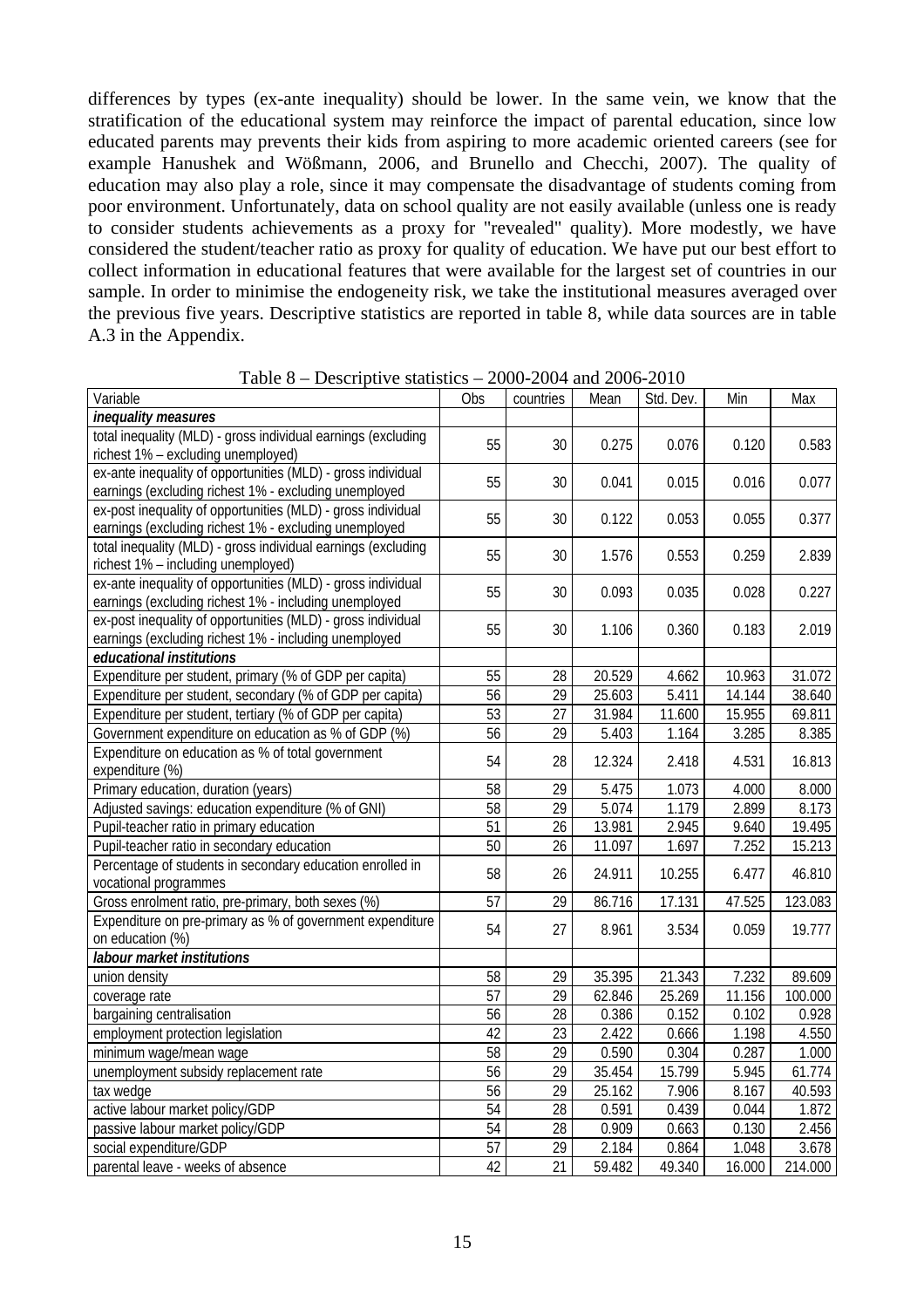differences by types (ex-ante inequality) should be lower. In the same vein, we know that the stratification of the educational system may reinforce the impact of parental education, since low educated parents may prevents their kids from aspiring to more academic oriented careers (see for example Hanushek and Wößmann, 2006, and Brunello and Checchi, 2007). The quality of education may also play a role, since it may compensate the disadvantage of students coming from poor environment. Unfortunately, data on school quality are not easily available (unless one is ready to consider students achievements as a proxy for "revealed" quality). More modestly, we have considered the student/teacher ratio as proxy for quality of education. We have put our best effort to collect information in educational features that were available for the largest set of countries in our sample. In order to minimise the endogeneity risk, we take the institutional measures averaged over the previous five years. Descriptive statistics are reported in table 8, while data sources are in table A.3 in the Appendix.

Table 8 – Descriptive statistics – 2000-2004 and 2006-2010

| Variable | Obs | countries | Mean | Std. Dev. | Min | Max |
|---|---|---|---|---|---|---|
| ***inequality measures*** | | | | | | |
| total inequality (MLD) - gross individual earnings (excluding richest 1% – excluding unemployed) | 55 | 30 | 0.275 | 0.076 | 0.120 | 0.583 |
| ex-ante inequality of opportunities (MLD) - gross individual earnings (excluding richest 1% - excluding unemployed | 55 | 30 | 0.041 | 0.015 | 0.016 | 0.077 |
| ex-post inequality of opportunities (MLD) - gross individual earnings (excluding richest 1% - excluding unemployed | 55 | 30 | 0.122 | 0.053 | 0.055 | 0.377 |
| total inequality (MLD) - gross individual earnings (excluding richest 1% – including unemployed) | 55 | 30 | 1.576 | 0.553 | 0.259 | 2.839 |
| ex-ante inequality of opportunities (MLD) - gross individual earnings (excluding richest 1% - including unemployed | 55 | 30 | 0.093 | 0.035 | 0.028 | 0.227 |
| ex-post inequality of opportunities (MLD) - gross individual earnings (excluding richest 1% - including unemployed | 55 | 30 | 1.106 | 0.360 | 0.183 | 2.019 |
| ***educational institutions*** | | | | | | |
| Expenditure per student, primary (% of GDP per capita) | 55 | 28 | 20.529 | 4.662 | 10.963 | 31.072 |
| Expenditure per student, secondary (% of GDP per capita) | 56 | 29 | 25.603 | 5.411 | 14.144 | 38.640 |
| Expenditure per student, tertiary (% of GDP per capita) | 53 | 27 | 31.984 | 11.600 | 15.955 | 69.811 |
| Government expenditure on education as % of GDP (%) | 56 | 29 | 5.403 | 1.164 | 3.285 | 8.385 |
| Expenditure on education as % of total government expenditure (%) | 54 | 28 | 12.324 | 2.418 | 4.531 | 16.813 |
| Primary education, duration (years) | 58 | 29 | 5.475 | 1.073 | 4.000 | 8.000 |
| Adjusted savings: education expenditure (% of GNI) | 58 | 29 | 5.074 | 1.179 | 2.899 | 8.173 |
| Pupil-teacher ratio in primary education | 51 | 26 | 13.981 | 2.945 | 9.640 | 19.495 |
| Pupil-teacher ratio in secondary education | 50 | 26 | 11.097 | 1.697 | 7.252 | 15.213 |
| Percentage of students in secondary education enrolled in vocational programmes | 58 | 26 | 24.911 | 10.255 | 6.477 | 46.810 |
| Gross enrolment ratio, pre-primary, both sexes (%) | 57 | 29 | 86.716 | 17.131 | 47.525 | 123.083 |
| Expenditure on pre-primary as % of government expenditure on education (%) | 54 | 27 | 8.961 | 3.534 | 0.059 | 19.777 |
| ***labour market institutions*** | | | | | | |
| union density | 58 | 29 | 35.395 | 21.343 | 7.232 | 89.609 |
| coverage rate | 57 | 29 | 62.846 | 25.269 | 11.156 | 100.000 |
| bargaining centralisation | 56 | 28 | 0.386 | 0.152 | 0.102 | 0.928 |
| employment protection legislation | 42 | 23 | 2.422 | 0.666 | 1.198 | 4.550 |
| minimum wage/mean wage | 58 | 29 | 0.590 | 0.304 | 0.287 | 1.000 |
| unemployment subsidy replacement rate | 56 | 29 | 35.454 | 15.799 | 5.945 | 61.774 |
| tax wedge | 56 | 29 | 25.162 | 7.906 | 8.167 | 40.593 |
| active labour market policy/GDP | 54 | 28 | 0.591 | 0.439 | 0.044 | 1.872 |
| passive labour market policy/GDP | 54 | 28 | 0.909 | 0.663 | 0.130 | 2.456 |
| social expenditure/GDP | 57 | 29 | 2.184 | 0.864 | 1.048 | 3.678 |
| parental leave - weeks of absence | 42 | 21 | 59.482 | 49.340 | 16.000 | 214.000 |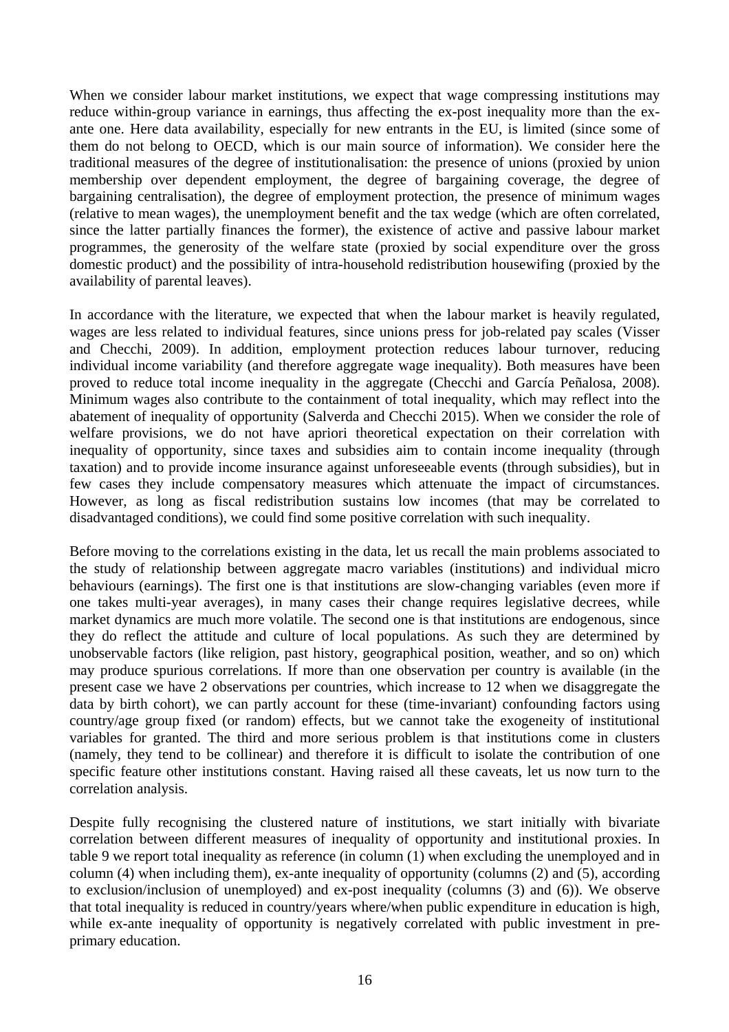When we consider labour market institutions, we expect that wage compressing institutions may reduce within-group variance in earnings, thus affecting the ex-post inequality more than the ex-ante one. Here data availability, especially for new entrants in the EU, is limited (since some of them do not belong to OECD, which is our main source of information). We consider here the traditional measures of the degree of institutionalisation: the presence of unions (proxied by union membership over dependent employment, the degree of bargaining coverage, the degree of bargaining centralisation), the degree of employment protection, the presence of minimum wages (relative to mean wages), the unemployment benefit and the tax wedge (which are often correlated, since the latter partially finances the former), the existence of active and passive labour market programmes, the generosity of the welfare state (proxied by social expenditure over the gross domestic product) and the possibility of intra-household redistribution housewifing (proxied by the availability of parental leaves).

In accordance with the literature, we expected that when the labour market is heavily regulated, wages are less related to individual features, since unions press for job-related pay scales (Visser and Checchi, 2009). In addition, employment protection reduces labour turnover, reducing individual income variability (and therefore aggregate wage inequality). Both measures have been proved to reduce total income inequality in the aggregate (Checchi and García Peñalosa, 2008). Minimum wages also contribute to the containment of total inequality, which may reflect into the abatement of inequality of opportunity (Salverda and Checchi 2015). When we consider the role of welfare provisions, we do not have apriori theoretical expectation on their correlation with inequality of opportunity, since taxes and subsidies aim to contain income inequality (through taxation) and to provide income insurance against unforeseeable events (through subsidies), but in few cases they include compensatory measures which attenuate the impact of circumstances. However, as long as fiscal redistribution sustains low incomes (that may be correlated to disadvantaged conditions), we could find some positive correlation with such inequality.

Before moving to the correlations existing in the data, let us recall the main problems associated to the study of relationship between aggregate macro variables (institutions) and individual micro behaviours (earnings). The first one is that institutions are slow-changing variables (even more if one takes multi-year averages), in many cases their change requires legislative decrees, while market dynamics are much more volatile. The second one is that institutions are endogenous, since they do reflect the attitude and culture of local populations. As such they are determined by unobservable factors (like religion, past history, geographical position, weather, and so on) which may produce spurious correlations. If more than one observation per country is available (in the present case we have 2 observations per countries, which increase to 12 when we disaggregate the data by birth cohort), we can partly account for these (time-invariant) confounding factors using country/age group fixed (or random) effects, but we cannot take the exogeneity of institutional variables for granted. The third and more serious problem is that institutions come in clusters (namely, they tend to be collinear) and therefore it is difficult to isolate the contribution of one specific feature other institutions constant. Having raised all these caveats, let us now turn to the correlation analysis.

Despite fully recognising the clustered nature of institutions, we start initially with bivariate correlation between different measures of inequality of opportunity and institutional proxies. In table 9 we report total inequality as reference (in column (1) when excluding the unemployed and in column (4) when including them), ex-ante inequality of opportunity (columns (2) and (5), according to exclusion/inclusion of unemployed) and ex-post inequality (columns (3) and (6)). We observe that total inequality is reduced in country/years where/when public expenditure in education is high, while ex-ante inequality of opportunity is negatively correlated with public investment in pre-primary education.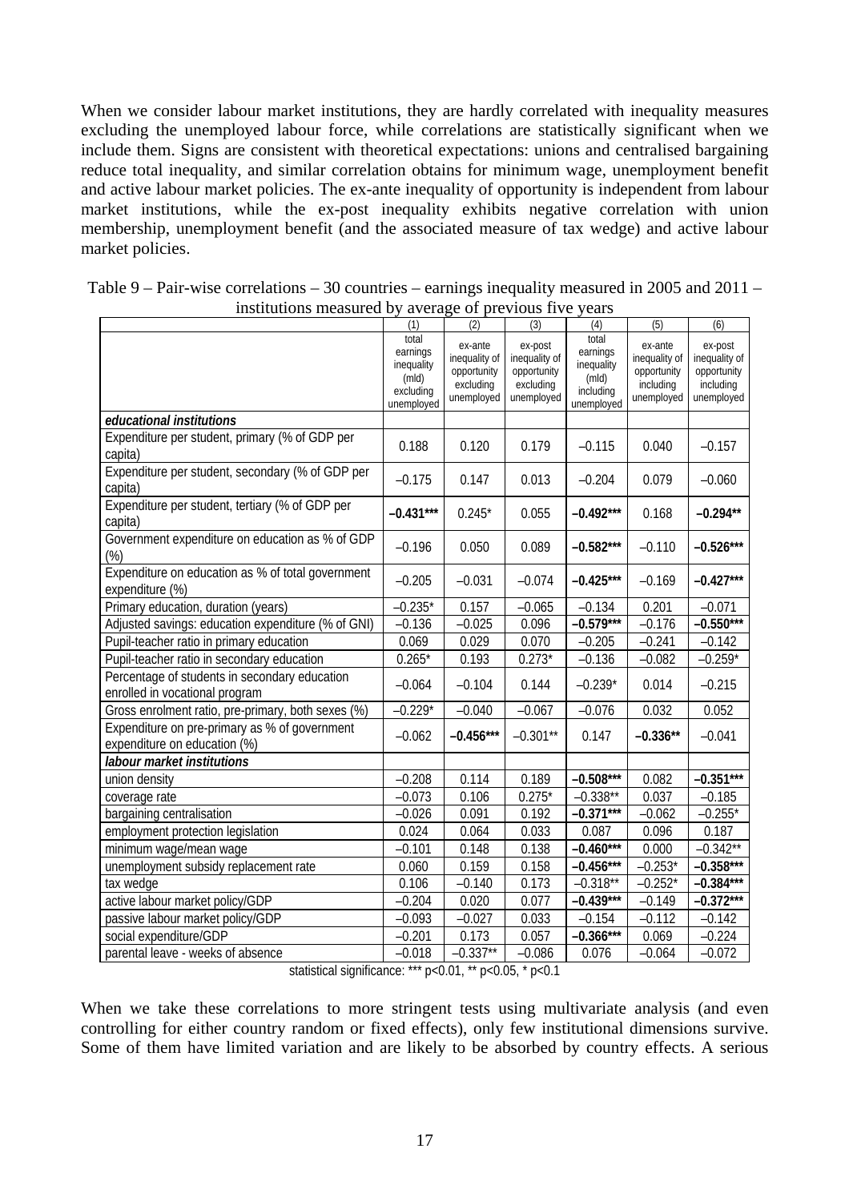When we consider labour market institutions, they are hardly correlated with inequality measures excluding the unemployed labour force, while correlations are statistically significant when we include them. Signs are consistent with theoretical expectations: unions and centralised bargaining reduce total inequality, and similar correlation obtains for minimum wage, unemployment benefit and active labour market policies. The ex-ante inequality of opportunity is independent from labour market institutions, while the ex-post inequality exhibits negative correlation with union membership, unemployment benefit (and the associated measure of tax wedge) and active labour market policies.

Table 9 – Pair-wise correlations – 30 countries – earnings inequality measured in 2005 and 2011 – institutions measured by average of previous five years

| | (1) total earnings inequality (mld) excluding unemployed | (2) ex-ante inequality of opportunity excluding unemployed | (3) ex-post inequality of opportunity excluding unemployed | (4) total earnings inequality (mld) including unemployed | (5) ex-ante inequality of opportunity including unemployed | (6) ex-post inequality of opportunity including unemployed |
|---|---|---|---|---|---|---|
| ***educational institutions*** | | | | | | |
| Expenditure per student, primary (% of GDP per capita) | 0.188 | 0.120 | 0.179 | –0.115 | 0.040 | –0.157 |
| Expenditure per student, secondary (% of GDP per capita) | –0.175 | 0.147 | 0.013 | –0.204 | 0.079 | –0.060 |
| Expenditure per student, tertiary (% of GDP per capita) | **–0.431*** ** | 0.245* | 0.055 | **–0.492*** ** | 0.168 | **–0.294** ** |
| Government expenditure on education as % of GDP (%) | –0.196 | 0.050 | 0.089 | **–0.582*** ** | –0.110 | **–0.526*** ** |
| Expenditure on education as % of total government expenditure (%) | –0.205 | –0.031 | –0.074 | **–0.425*** ** | –0.169 | **–0.427*** ** |
| Primary education, duration (years) | –0.235* | 0.157 | –0.065 | –0.134 | 0.201 | –0.071 |
| Adjusted savings: education expenditure (% of GNI) | –0.136 | –0.025 | 0.096 | **–0.579*** ** | –0.176 | **–0.550*** ** |
| Pupil-teacher ratio in primary education | 0.069 | 0.029 | 0.070 | –0.205 | –0.241 | –0.142 |
| Pupil-teacher ratio in secondary education | 0.265* | 0.193 | 0.273* | –0.136 | –0.082 | –0.259* |
| Percentage of students in secondary education enrolled in vocational program | –0.064 | –0.104 | 0.144 | –0.239* | 0.014 | –0.215 |
| Gross enrolment ratio, pre-primary, both sexes (%) | –0.229* | –0.040 | –0.067 | –0.076 | 0.032 | 0.052 |
| Expenditure on pre-primary as % of government expenditure on education (%) | –0.062 | **–0.456*** ** | –0.301** | 0.147 | **–0.336** ** | –0.041 |
| ***labour market institutions*** | | | | | | |
| union density | –0.208 | 0.114 | 0.189 | **–0.508*** ** | 0.082 | **–0.351*** ** |
| coverage rate | –0.073 | 0.106 | 0.275* | –0.338** | 0.037 | –0.185 |
| bargaining centralisation | –0.026 | 0.091 | 0.192 | **–0.371*** ** | –0.062 | –0.255* |
| employment protection legislation | 0.024 | 0.064 | 0.033 | 0.087 | 0.096 | 0.187 |
| minimum wage/mean wage | –0.101 | 0.148 | 0.138 | **–0.460*** ** | 0.000 | –0.342** |
| unemployment subsidy replacement rate | 0.060 | 0.159 | 0.158 | **–0.456*** ** | –0.253* | **–0.358*** ** |
| tax wedge | 0.106 | –0.140 | 0.173 | –0.318** | –0.252* | **–0.384*** ** |
| active labour market policy/GDP | –0.204 | 0.020 | 0.077 | **–0.439*** ** | –0.149 | **–0.372*** ** |
| passive labour market policy/GDP | –0.093 | –0.027 | 0.033 | –0.154 | –0.112 | –0.142 |
| social expenditure/GDP | –0.201 | 0.173 | 0.057 | **–0.366*** ** | 0.069 | –0.224 |
| parental leave - weeks of absence | –0.018 | –0.337** | –0.086 | 0.076 | –0.064 | –0.072 |

statistical significance: *** p<0.01, ** p<0.05, * p<0.1

When we take these correlations to more stringent tests using multivariate analysis (and even controlling for either country random or fixed effects), only few institutional dimensions survive. Some of them have limited variation and are likely to be absorbed by country effects. A serious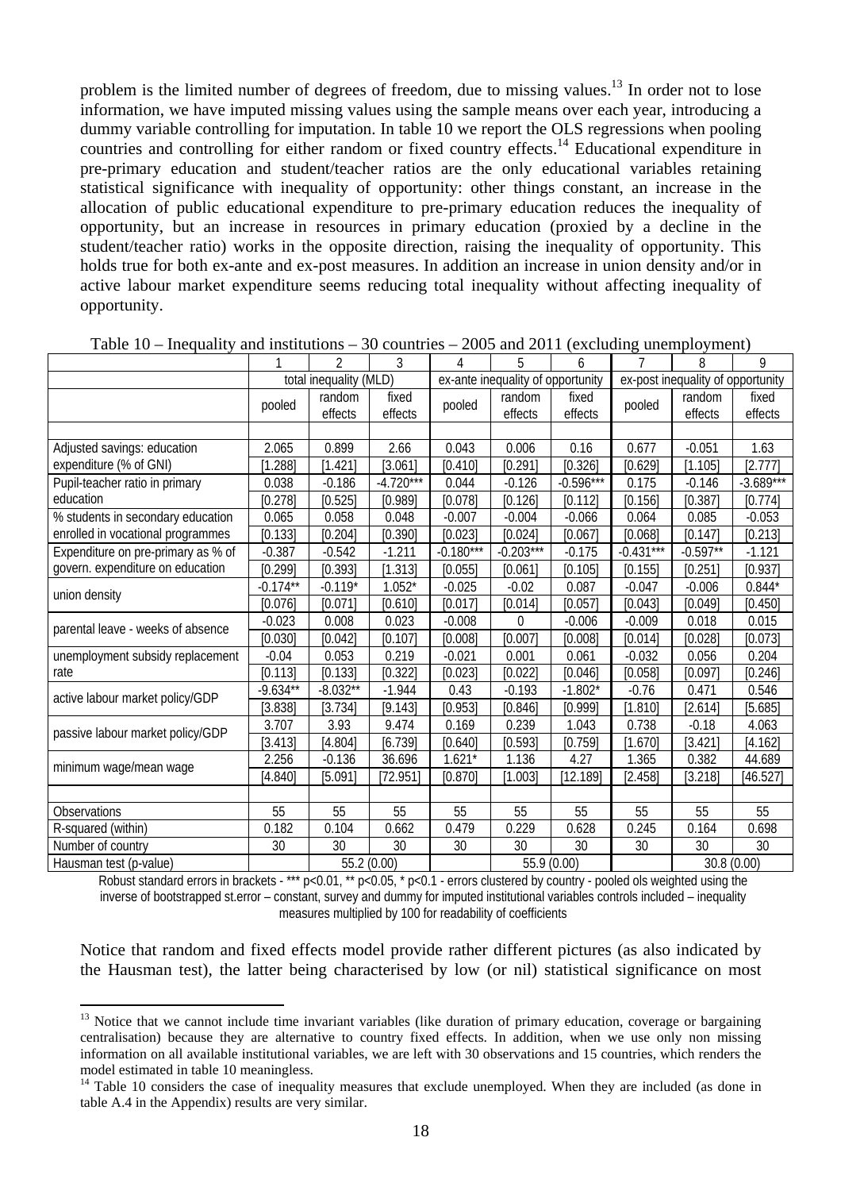problem is the limited number of degrees of freedom, due to missing values.[13] In order not to lose information, we have imputed missing values using the sample means over each year, introducing a dummy variable controlling for imputation. In table 10 we report the OLS regressions when pooling countries and controlling for either random or fixed country effects.[14] Educational expenditure in pre-primary education and student/teacher ratios are the only educational variables retaining statistical significance with inequality of opportunity: other things constant, an increase in the allocation of public educational expenditure to pre-primary education reduces the inequality of opportunity, but an increase in resources in primary education (proxied by a decline in the student/teacher ratio) works in the opposite direction, raising the inequality of opportunity. This holds true for both ex-ante and ex-post measures. In addition an increase in union density and/or in active labour market expenditure seems reducing total inequality without affecting inequality of opportunity.

Table 10 – Inequality and institutions – 30 countries – 2005 and 2011 (excluding unemployment)

| | 1 | 2 | 3 | 4 | 5 | 6 | 7 | 8 | 9 |
|---|---|---|---|---|---|---|---|---|---|
| | total inequality (MLD) | | | ex-ante inequality of opportunity | | | ex-post inequality of opportunity | | |
| | pooled | random effects | fixed effects | pooled | random effects | fixed effects | pooled | random effects | fixed effects |
| Adjusted savings: education expenditure (% of GNI) | 2.065 | 0.899 | 2.66 | 0.043 | 0.006 | 0.16 | 0.677 | -0.051 | 1.63 |
| | [1.288] | [1.421] | [3.061] | [0.410] | [0.291] | [0.326] | [0.629] | [1.105] | [2.777] |
| Pupil-teacher ratio in primary education | 0.038 | -0.186 | -4.720*** | 0.044 | -0.126 | -0.596*** | 0.175 | -0.146 | -3.689*** |
| | [0.278] | [0.525] | [0.989] | [0.078] | [0.126] | [0.112] | [0.156] | [0.387] | [0.774] |
| % students in secondary education enrolled in vocational programmes | 0.065 | 0.058 | 0.048 | -0.007 | -0.004 | -0.066 | 0.064 | 0.085 | -0.053 |
| | [0.133] | [0.204] | [0.390] | [0.023] | [0.024] | [0.067] | [0.068] | [0.147] | [0.213] |
| Expenditure on pre-primary as % of govern. expenditure on education | -0.387 | -0.542 | -1.211 | -0.180*** | -0.203*** | -0.175 | -0.431*** | -0.597** | -1.121 |
| | [0.299] | [0.393] | [1.313] | [0.055] | [0.061] | [0.105] | [0.155] | [0.251] | [0.937] |
| union density | -0.174** | -0.119* | 1.052* | -0.025 | -0.02 | 0.087 | -0.047 | -0.006 | 0.844* |
| | [0.076] | [0.071] | [0.610] | [0.017] | [0.014] | [0.057] | [0.043] | [0.049] | [0.450] |
| parental leave - weeks of absence | -0.023 | 0.008 | 0.023 | -0.008 | 0 | -0.006 | -0.009 | 0.018 | 0.015 |
| | [0.030] | [0.042] | [0.107] | [0.008] | [0.007] | [0.008] | [0.014] | [0.028] | [0.073] |
| unemployment subsidy replacement rate | -0.04 | 0.053 | 0.219 | -0.021 | 0.001 | 0.061 | -0.032 | 0.056 | 0.204 |
| | [0.113] | [0.133] | [0.322] | [0.023] | [0.022] | [0.046] | [0.058] | [0.097] | [0.246] |
| active labour market policy/GDP | -9.634** | -8.032** | -1.944 | 0.43 | -0.193 | -1.802* | -0.76 | 0.471 | 0.546 |
| | [3.838] | [3.734] | [9.143] | [0.953] | [0.846] | [0.999] | [1.810] | [2.614] | [5.685] |
| passive labour market policy/GDP | 3.707 | 3.93 | 9.474 | 0.169 | 0.239 | 1.043 | 0.738 | -0.18 | 4.063 |
| | [3.413] | [4.804] | [6.739] | [0.640] | [0.593] | [0.759] | [1.670] | [3.421] | [4.162] |
| minimum wage/mean wage | 2.256 | -0.136 | 36.696 | 1.621* | 1.136 | 4.27 | 1.365 | 0.382 | 44.689 |
| | [4.840] | [5.091] | [72.951] | [0.870] | [1.003] | [12.189] | [2.458] | [3.218] | [46.527] |
| Observations | 55 | 55 | 55 | 55 | 55 | 55 | 55 | 55 | 55 |
| R-squared (within) | 0.182 | 0.104 | 0.662 | 0.479 | 0.229 | 0.628 | 0.245 | 0.164 | 0.698 |
| Number of country | 30 | 30 | 30 | 30 | 30 | 30 | 30 | 30 | 30 |
| Hausman test (p-value) | | 55.2 (0.00) | | | 55.9 (0.00) | | | 30.8 (0.00) | |

Robust standard errors in brackets - *** p<0.01, ** p<0.05, * p<0.1 - errors clustered by country - pooled ols weighted using the inverse of bootstrapped st.error – constant, survey and dummy for imputed institutional variables controls included – inequality measures multiplied by 100 for readability of coefficients

Notice that random and fixed effects model provide rather different pictures (as also indicated by the Hausman test), the latter being characterised by low (or nil) statistical significance on most

[13] Notice that we cannot include time invariant variables (like duration of primary education, coverage or bargaining centralisation) because they are alternative to country fixed effects. In addition, when we use only non missing information on all available institutional variables, we are left with 30 observations and 15 countries, which renders the model estimated in table 10 meaningless.

[14] Table 10 considers the case of inequality measures that exclude unemployed. When they are included (as done in table A.4 in the Appendix) results are very similar.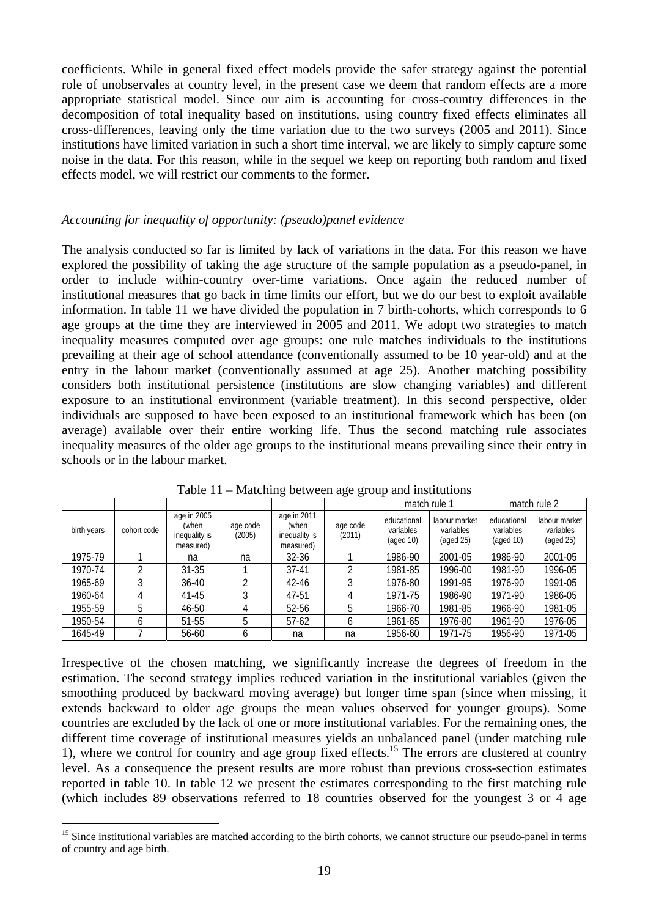coefficients. While in general fixed effect models provide the safer strategy against the potential role of unobservales at country level, in the present case we deem that random effects are a more appropriate statistical model. Since our aim is accounting for cross-country differences in the decomposition of total inequality based on institutions, using country fixed effects eliminates all cross-differences, leaving only the time variation due to the two surveys (2005 and 2011). Since institutions have limited variation in such a short time interval, we are likely to simply capture some noise in the data. For this reason, while in the sequel we keep on reporting both random and fixed effects model, we will restrict our comments to the former.

*Accounting for inequality of opportunity: (pseudo)panel evidence*

The analysis conducted so far is limited by lack of variations in the data. For this reason we have explored the possibility of taking the age structure of the sample population as a pseudo-panel, in order to include within-country over-time variations. Once again the reduced number of institutional measures that go back in time limits our effort, but we do our best to exploit available information. In table 11 we have divided the population in 7 birth-cohorts, which corresponds to 6 age groups at the time they are interviewed in 2005 and 2011. We adopt two strategies to match inequality measures computed over age groups: one rule matches individuals to the institutions prevailing at their age of school attendance (conventionally assumed to be 10 year-old) and at the entry in the labour market (conventionally assumed at age 25). Another matching possibility considers both institutional persistence (institutions are slow changing variables) and different exposure to an institutional environment (variable treatment). In this second perspective, older individuals are supposed to have been exposed to an institutional framework which has been (on average) available over their entire working life. Thus the second matching rule associates inequality measures of the older age groups to the institutional means prevailing since their entry in schools or in the labour market.

Table 11 – Matching between age group and institutions

| | | | | | | match rule 1 | | match rule 2 | |
|---|---|---|---|---|---|---|---|---|---|
| birth years | cohort code | age in 2005 (when inequality is measured) | age code (2005) | age in 2011 (when inequality is measured) | age code (2011) | educational variables (aged 10) | labour market variables (aged 25) | educational variables (aged 10) | labour market variables (aged 25) |
| 1975-79 | 1 | na | na | 32-36 | 1 | 1986-90 | 2001-05 | 1986-90 | 2001-05 |
| 1970-74 | 2 | 31-35 | 1 | 37-41 | 2 | 1981-85 | 1996-00 | 1981-90 | 1996-05 |
| 1965-69 | 3 | 36-40 | 2 | 42-46 | 3 | 1976-80 | 1991-95 | 1976-90 | 1991-05 |
| 1960-64 | 4 | 41-45 | 3 | 47-51 | 4 | 1971-75 | 1986-90 | 1971-90 | 1986-05 |
| 1955-59 | 5 | 46-50 | 4 | 52-56 | 5 | 1966-70 | 1981-85 | 1966-90 | 1981-05 |
| 1950-54 | 6 | 51-55 | 5 | 57-62 | 6 | 1961-65 | 1976-80 | 1961-90 | 1976-05 |
| 1645-49 | 7 | 56-60 | 6 | na | na | 1956-60 | 1971-75 | 1956-90 | 1971-05 |

Irrespective of the chosen matching, we significantly increase the degrees of freedom in the estimation. The second strategy implies reduced variation in the institutional variables (given the smoothing produced by backward moving average) but longer time span (since when missing, it extends backward to older age groups the mean values observed for younger groups). Some countries are excluded by the lack of one or more institutional variables. For the remaining ones, the different time coverage of institutional measures yields an unbalanced panel (under matching rule 1), where we control for country and age group fixed effects.[15] The errors are clustered at country level. As a consequence the present results are more robust than previous cross-section estimates reported in table 10. In table 12 we present the estimates corresponding to the first matching rule (which includes 89 observations referred to 18 countries observed for the youngest 3 or 4 age

[15] Since institutional variables are matched according to the birth cohorts, we cannot structure our pseudo-panel in terms of country and age birth.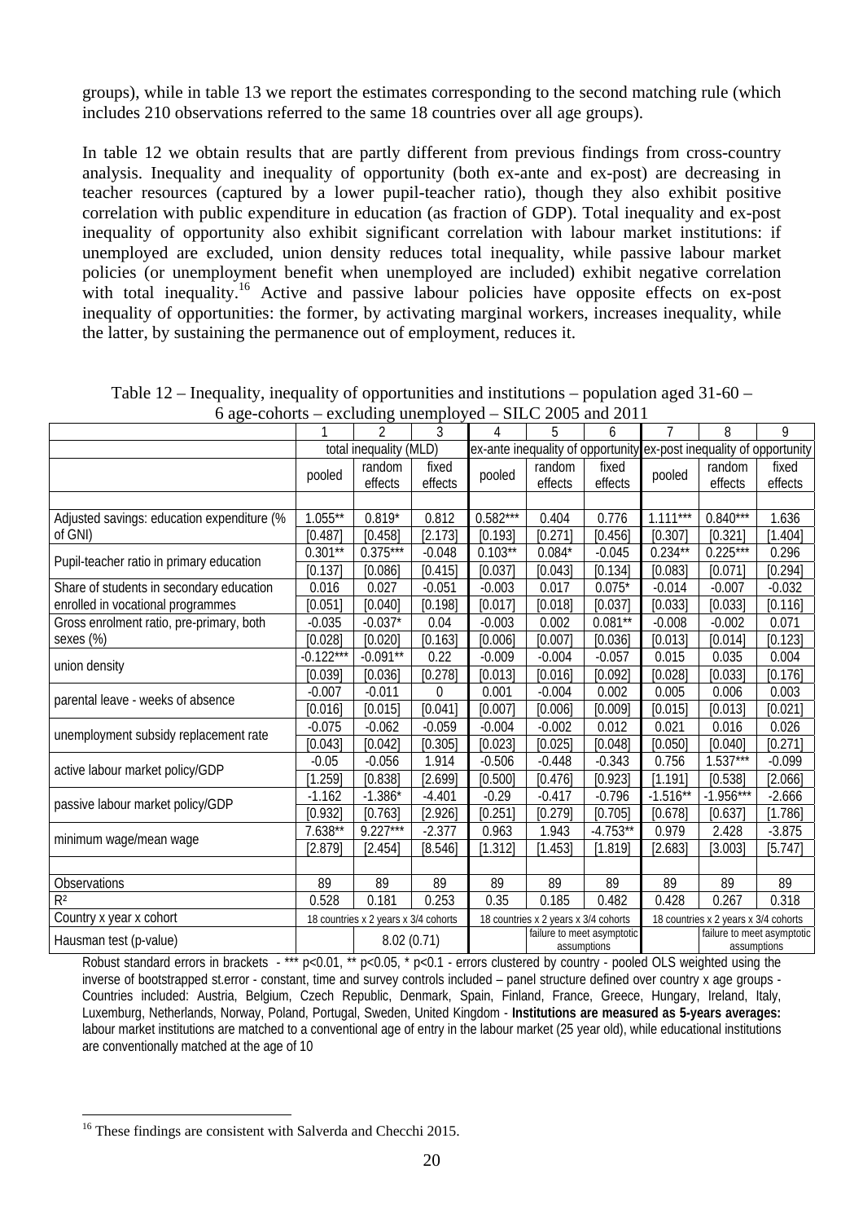groups), while in table 13 we report the estimates corresponding to the second matching rule (which includes 210 observations referred to the same 18 countries over all age groups).

In table 12 we obtain results that are partly different from previous findings from cross-country analysis. Inequality and inequality of opportunity (both ex-ante and ex-post) are decreasing in teacher resources (captured by a lower pupil-teacher ratio), though they also exhibit positive correlation with public expenditure in education (as fraction of GDP). Total inequality and ex-post inequality of opportunity also exhibit significant correlation with labour market institutions: if unemployed are excluded, union density reduces total inequality, while passive labour market policies (or unemployment benefit when unemployed are included) exhibit negative correlation with total inequality.[16] Active and passive labour policies have opposite effects on ex-post inequality of opportunities: the former, by activating marginal workers, increases inequality, while the latter, by sustaining the permanence out of employment, reduces it.

Table 12 – Inequality, inequality of opportunities and institutions – population aged 31-60 – 6 age-cohorts – excluding unemployed – SILC 2005 and 2011

| | 1 | 2 | 3 | 4 | 5 | 6 | 7 | 8 | 9 |
|---|---|---|---|---|---|---|---|---|---|
| | total inequality (MLD) | | | ex-ante inequality of opportunity | | | ex-post inequality of opportunity | | |
| | pooled | random effects | fixed effects | pooled | random effects | fixed effects | pooled | random effects | fixed effects |
| Adjusted savings: education expenditure (% of GNI) | 1.055** | 0.819* | 0.812 | 0.582*** | 0.404 | 0.776 | 1.111*** | 0.840*** | 1.636 |
| | [0.487] | [0.458] | [2.173] | [0.193] | [0.271] | [0.456] | [0.307] | [0.321] | [1.404] |
| Pupil-teacher ratio in primary education | 0.301** | 0.375*** | -0.048 | 0.103** | 0.084* | -0.045 | 0.234** | 0.225*** | 0.296 |
| | [0.137] | [0.086] | [0.415] | [0.037] | [0.043] | [0.134] | [0.083] | [0.071] | [0.294] |
| Share of students in secondary education enrolled in vocational programmes | 0.016 | 0.027 | -0.051 | -0.003 | 0.017 | 0.075* | -0.014 | -0.007 | -0.032 |
| | [0.051] | [0.040] | [0.198] | [0.017] | [0.018] | [0.037] | [0.033] | [0.033] | [0.116] |
| Gross enrolment ratio, pre-primary, both sexes (%) | -0.035 | -0.037* | 0.04 | -0.003 | 0.002 | 0.081** | -0.008 | -0.002 | 0.071 |
| | [0.028] | [0.020] | [0.163] | [0.006] | [0.007] | [0.036] | [0.013] | [0.014] | [0.123] |
| union density | -0.122*** | -0.091** | 0.22 | -0.009 | -0.004 | -0.057 | 0.015 | 0.035 | 0.004 |
| | [0.039] | [0.036] | [0.278] | [0.013] | [0.016] | [0.092] | [0.028] | [0.033] | [0.176] |
| parental leave - weeks of absence | -0.007 | -0.011 | 0 | 0.001 | -0.004 | 0.002 | 0.005 | 0.006 | 0.003 |
| | [0.016] | [0.015] | [0.041] | [0.007] | [0.006] | [0.009] | [0.015] | [0.013] | [0.021] |
| unemployment subsidy replacement rate | -0.075 | -0.062 | -0.059 | -0.004 | -0.002 | 0.012 | 0.021 | 0.016 | 0.026 |
| | [0.043] | [0.042] | [0.305] | [0.023] | [0.025] | [0.048] | [0.050] | [0.040] | [0.271] |
| active labour market policy/GDP | -0.05 | -0.056 | 1.914 | -0.506 | -0.448 | -0.343 | 0.756 | 1.537*** | -0.099 |
| | [1.259] | [0.838] | [2.699] | [0.500] | [0.476] | [0.923] | [1.191] | [0.538] | [2.066] |
| passive labour market policy/GDP | -1.162 | -1.386* | -4.401 | -0.29 | -0.417 | -0.796 | -1.516** | -1.956*** | -2.666 |
| | [0.932] | [0.763] | [2.926] | [0.251] | [0.279] | [0.705] | [0.678] | [0.637] | [1.786] |
| minimum wage/mean wage | 7.638** | 9.227*** | -2.377 | 0.963 | 1.943 | -4.753** | 0.979 | 2.428 | -3.875 |
| | [2.879] | [2.454] | [8.546] | [1.312] | [1.453] | [1.819] | [2.683] | [3.003] | [5.747] |
| Observations | 89 | 89 | 89 | 89 | 89 | 89 | 89 | 89 | 89 |
| $R^2$ | 0.528 | 0.181 | 0.253 | 0.35 | 0.185 | 0.482 | 0.428 | 0.267 | 0.318 |
| Country x year x cohort | 18 countries x 2 years x 3/4 cohorts | | | 18 countries x 2 years x 3/4 cohorts | | | 18 countries x 2 years x 3/4 cohorts | | |
| Hausman test (p-value) | | 8.02 (0.71) | | | failure to meet asymptotic assumptions | | | failure to meet asymptotic assumptions | |

Robust standard errors in brackets - *** p<0.01, ** p<0.05, * p<0.1 - errors clustered by country - pooled OLS weighted using the inverse of bootstrapped st.error - constant, time and survey controls included – panel structure defined over country x age groups - Countries included: Austria, Belgium, Czech Republic, Denmark, Spain, Finland, France, Greece, Hungary, Ireland, Italy, Luxemburg, Netherlands, Norway, Poland, Portugal, Sweden, United Kingdom - **Institutions are measured as 5-years averages:** labour market institutions are matched to a conventional age of entry in the labour market (25 year old), while educational institutions are conventionally matched at the age of 10

[16] These findings are consistent with Salverda and Checchi 2015.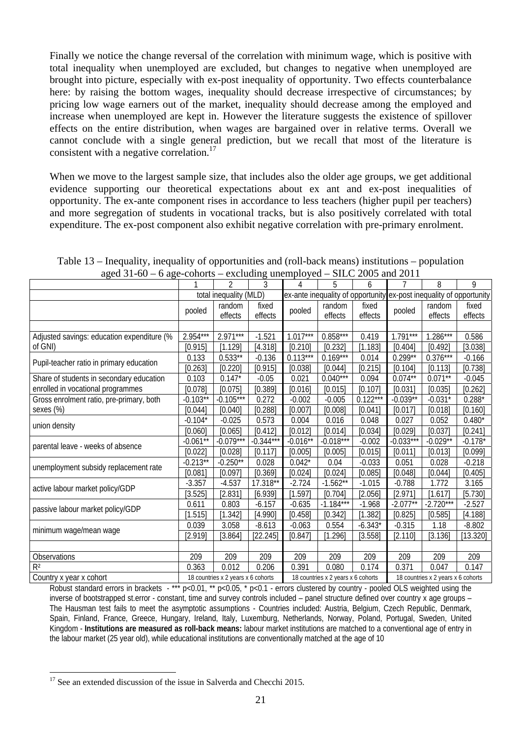Finally we notice the change reversal of the correlation with minimum wage, which is positive with total inequality when unemployed are excluded, but changes to negative when unemployed are brought into picture, especially with ex-post inequality of opportunity. Two effects counterbalance here: by raising the bottom wages, inequality should decrease irrespective of circumstances; by pricing low wage earners out of the market, inequality should decrease among the employed and increase when unemployed are kept in. However the literature suggests the existence of spillover effects on the entire distribution, when wages are bargained over in relative terms. Overall we cannot conclude with a single general prediction, but we recall that most of the literature is consistent with a negative correlation.[17]

When we move to the largest sample size, that includes also the older age groups, we get additional evidence supporting our theoretical expectations about ex ant and ex-post inequalities of opportunity. The ex-ante component rises in accordance to less teachers (higher pupil per teachers) and more segregation of students in vocational tracks, but is also positively correlated with total expenditure. The ex-post component also exhibit negative correlation with pre-primary enrolment.

Table 13 – Inequality, inequality of opportunities and (roll-back means) institutions – population aged 31-60 – 6 age-cohorts – excluding unemployed – SILC 2005 and 2011

| | 1 | 2 | 3 | 4 | 5 | 6 | 7 | 8 | 9 |
|---|---|---|---|---|---|---|---|---|---|
| | total inequality (MLD) | | | ex-ante inequality of opportunity | | | ex-post inequality of opportunity | | |
| | pooled | random effects | fixed effects | pooled | random effects | fixed effects | pooled | random effects | fixed effects |
| Adjusted savings: education expenditure (% of GNI) | 2.954*** | 2.971*** | -1.521 | 1.017*** | 0.858*** | 0.419 | 1.791*** | 1.286*** | 0.586 |
| | [0.915] | [1.129] | [4.318] | [0.210] | [0.232] | [1.183] | [0.404] | [0.492] | [3.038] |
| Pupil-teacher ratio in primary education | 0.133 | 0.533** | -0.136 | 0.113*** | 0.169*** | 0.014 | 0.299** | 0.376*** | -0.166 |
| | [0.263] | [0.220] | [0.915] | [0.038] | [0.044] | [0.215] | [0.104] | [0.113] | [0.738] |
| Share of students in secondary education enrolled in vocational programmes | 0.103 | 0.147* | -0.05 | 0.021 | 0.040*** | 0.094 | 0.074** | 0.071** | -0.045 |
| | [0.078] | [0.075] | [0.389] | [0.016] | [0.015] | [0.107] | [0.031] | [0.035] | [0.262] |
| Gross enrolment ratio, pre-primary, both sexes (%) | -0.103** | -0.105*** | 0.272 | -0.002 | -0.005 | 0.122*** | -0.039** | -0.031* | 0.288* |
| | [0.044] | [0.040] | [0.288] | [0.007] | [0.008] | [0.041] | [0.017] | [0.018] | [0.160] |
| union density | -0.104* | -0.025 | 0.573 | 0.004 | 0.016 | 0.048 | 0.027 | 0.052 | 0.480* |
| | [0.060] | [0.065] | [0.412] | [0.012] | [0.014] | [0.034] | [0.029] | [0.037] | [0.241] |
| parental leave - weeks of absence | -0.061** | -0.079*** | -0.344*** | -0.016** | -0.018*** | -0.002 | -0.033*** | -0.029** | -0.178* |
| | [0.022] | [0.028] | [0.117] | [0.005] | [0.005] | [0.015] | [0.011] | [0.013] | [0.099] |
| unemployment subsidy replacement rate | -0.213** | -0.250** | 0.028 | 0.042* | 0.04 | -0.033 | 0.051 | 0.028 | -0.218 |
| | [0.081] | [0.097] | [0.369] | [0.024] | [0.024] | [0.085] | [0.048] | [0.044] | [0.405] |
| active labour market policy/GDP | -3.357 | -4.537 | 17.318** | -2.724 | -1.562** | -1.015 | -0.788 | 1.772 | 3.165 |
| | [3.525] | [2.831] | [6.939] | [1.597] | [0.704] | [2.056] | [2.971] | [1.617] | [5.730] |
| passive labour market policy/GDP | 0.611 | 0.803 | -6.157 | -0.635 | -1.184*** | -1.968 | -2.077** | -2.720*** | -2.527 |
| | [1.515] | [1.342] | [4.990] | [0.458] | [0.342] | [1.382] | [0.825] | [0.585] | [4.188] |
| minimum wage/mean wage | 0.039 | 3.058 | -8.613 | -0.063 | 0.554 | -6.343* | -0.315 | 1.18 | -8.802 |
| | [2.919] | [3.864] | [22.245] | [0.847] | [1.296] | [3.558] | [2.110] | [3.136] | [13.320] |
| Observations | 209 | 209 | 209 | 209 | 209 | 209 | 209 | 209 | 209 |
| $R^2$ | 0.363 | 0.012 | 0.206 | 0.391 | 0.080 | 0.174 | 0.371 | 0.047 | 0.147 |
| Country x year x cohort | 18 countries x 2 years x 6 cohorts | | | 18 countries x 2 years x 6 cohorts | | | 18 countries x 2 years x 6 cohorts | | |

Robust standard errors in brackets - *** p<0.01, ** p<0.05, * p<0.1 - errors clustered by country - pooled OLS weighted using the inverse of bootstrapped st.error - constant, time and survey controls included – panel structure defined over country x age groups – The Hausman test fails to meet the asymptotic assumptions - Countries included: Austria, Belgium, Czech Republic, Denmark, Spain, Finland, France, Greece, Hungary, Ireland, Italy, Luxemburg, Netherlands, Norway, Poland, Portugal, Sweden, United Kingdom - **Institutions are measured as roll-back means:** labour market institutions are matched to a conventional age of entry in the labour market (25 year old), while educational institutions are conventionally matched at the age of 10

[17] See an extended discussion of the issue in Salverda and Checchi 2015.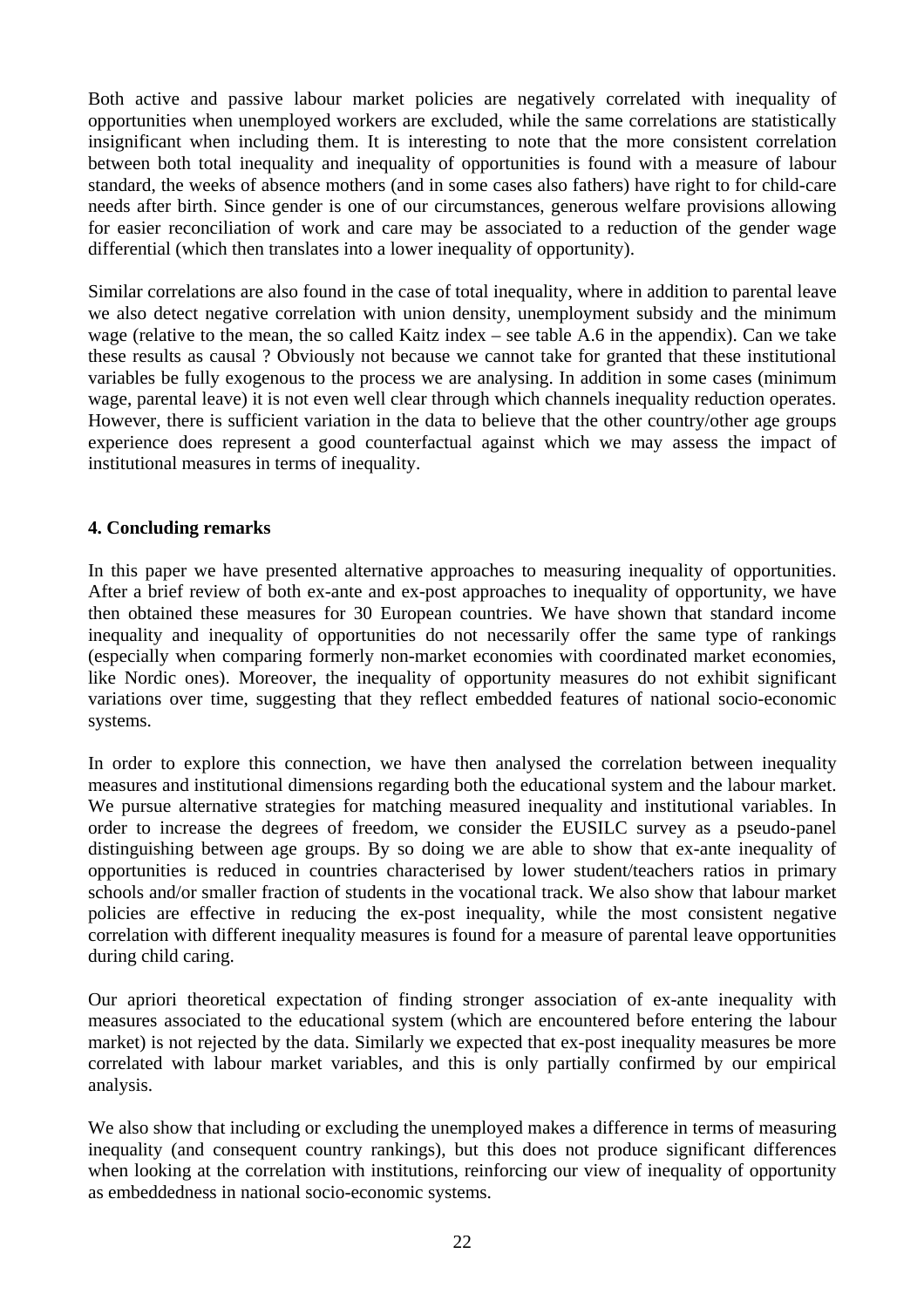Both active and passive labour market policies are negatively correlated with inequality of opportunities when unemployed workers are excluded, while the same correlations are statistically insignificant when including them. It is interesting to note that the more consistent correlation between both total inequality and inequality of opportunities is found with a measure of labour standard, the weeks of absence mothers (and in some cases also fathers) have right to for child-care needs after birth. Since gender is one of our circumstances, generous welfare provisions allowing for easier reconciliation of work and care may be associated to a reduction of the gender wage differential (which then translates into a lower inequality of opportunity).

Similar correlations are also found in the case of total inequality, where in addition to parental leave we also detect negative correlation with union density, unemployment subsidy and the minimum wage (relative to the mean, the so called Kaitz index – see table A.6 in the appendix). Can we take these results as causal ? Obviously not because we cannot take for granted that these institutional variables be fully exogenous to the process we are analysing. In addition in some cases (minimum wage, parental leave) it is not even well clear through which channels inequality reduction operates. However, there is sufficient variation in the data to believe that the other country/other age groups experience does represent a good counterfactual against which we may assess the impact of institutional measures in terms of inequality.

## 4. Concluding remarks

In this paper we have presented alternative approaches to measuring inequality of opportunities. After a brief review of both ex-ante and ex-post approaches to inequality of opportunity, we have then obtained these measures for 30 European countries. We have shown that standard income inequality and inequality of opportunities do not necessarily offer the same type of rankings (especially when comparing formerly non-market economies with coordinated market economies, like Nordic ones). Moreover, the inequality of opportunity measures do not exhibit significant variations over time, suggesting that they reflect embedded features of national socio-economic systems.

In order to explore this connection, we have then analysed the correlation between inequality measures and institutional dimensions regarding both the educational system and the labour market. We pursue alternative strategies for matching measured inequality and institutional variables. In order to increase the degrees of freedom, we consider the EUSILC survey as a pseudo-panel distinguishing between age groups. By so doing we are able to show that ex-ante inequality of opportunities is reduced in countries characterised by lower student/teachers ratios in primary schools and/or smaller fraction of students in the vocational track. We also show that labour market policies are effective in reducing the ex-post inequality, while the most consistent negative correlation with different inequality measures is found for a measure of parental leave opportunities during child caring.

Our apriori theoretical expectation of finding stronger association of ex-ante inequality with measures associated to the educational system (which are encountered before entering the labour market) is not rejected by the data. Similarly we expected that ex-post inequality measures be more correlated with labour market variables, and this is only partially confirmed by our empirical analysis.

We also show that including or excluding the unemployed makes a difference in terms of measuring inequality (and consequent country rankings), but this does not produce significant differences when looking at the correlation with institutions, reinforcing our view of inequality of opportunity as embeddedness in national socio-economic systems.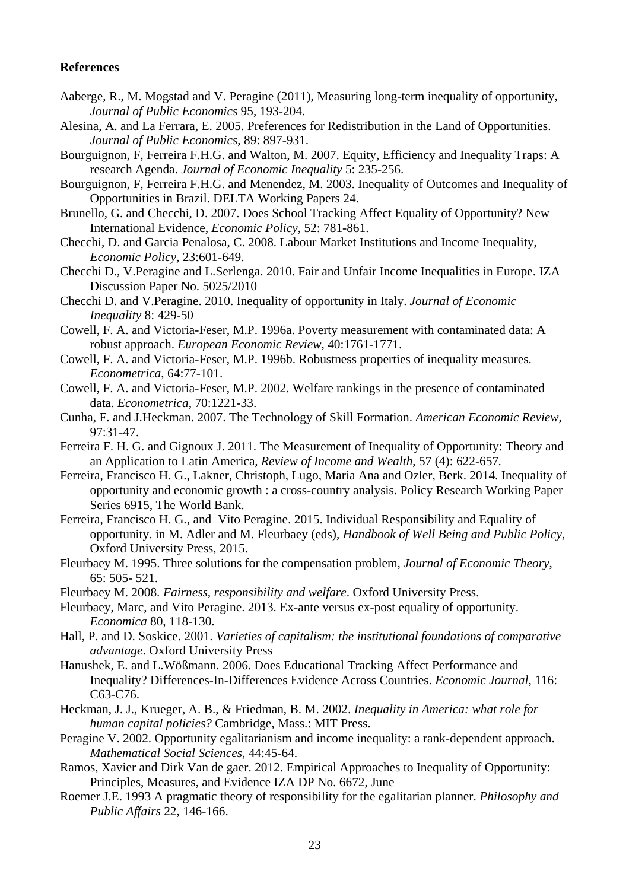**References**

Aaberge, R., M. Mogstad and V. Peragine (2011), Measuring long-term inequality of opportunity, *Journal of Public Economics* 95, 193-204.

Alesina, A. and La Ferrara, E. 2005. Preferences for Redistribution in the Land of Opportunities. *Journal of Public Economics*, 89: 897-931.

Bourguignon, F, Ferreira F.H.G. and Walton, M. 2007. Equity, Efficiency and Inequality Traps: A research Agenda. *Journal of Economic Inequality* 5: 235-256.

Bourguignon, F, Ferreira F.H.G. and Menendez, M. 2003. Inequality of Outcomes and Inequality of Opportunities in Brazil. DELTA Working Papers 24.

Brunello, G. and Checchi, D. 2007. Does School Tracking Affect Equality of Opportunity? New International Evidence, *Economic Policy*, 52: 781-861.

Checchi, D. and Garcia Penalosa, C. 2008. Labour Market Institutions and Income Inequality, *Economic Policy*, 23:601-649.

Checchi D., V.Peragine and L.Serlenga. 2010. Fair and Unfair Income Inequalities in Europe. IZA Discussion Paper No. 5025/2010

Checchi D. and V.Peragine. 2010. Inequality of opportunity in Italy. *Journal of Economic Inequality* 8: 429-50

Cowell, F. A. and Victoria-Feser, M.P. 1996a. Poverty measurement with contaminated data: A robust approach. *European Economic Review*, 40:1761-1771.

Cowell, F. A. and Victoria-Feser, M.P. 1996b. Robustness properties of inequality measures. *Econometrica*, 64:77-101.

Cowell, F. A. and Victoria-Feser, M.P. 2002. Welfare rankings in the presence of contaminated data. *Econometrica*, 70:1221-33.

Cunha, F. and J.Heckman. 2007. The Technology of Skill Formation. *American Economic Review*, 97:31-47.

Ferreira F. H. G. and Gignoux J. 2011. The Measurement of Inequality of Opportunity: Theory and an Application to Latin America, *Review of Income and Wealth*, 57 (4): 622-657.

Ferreira, Francisco H. G., Lakner, Christoph, Lugo, Maria Ana and Ozler, Berk. 2014. Inequality of opportunity and economic growth : a cross-country analysis. Policy Research Working Paper Series 6915, The World Bank.

Ferreira, Francisco H. G., and Vito Peragine. 2015. Individual Responsibility and Equality of opportunity. in M. Adler and M. Fleurbaey (eds), *Handbook of Well Being and Public Policy*, Oxford University Press, 2015.

Fleurbaey M. 1995. Three solutions for the compensation problem, *Journal of Economic Theory*, 65: 505- 521.

Fleurbaey M. 2008. *Fairness, responsibility and welfare*. Oxford University Press.

Fleurbaey, Marc, and Vito Peragine. 2013. Ex-ante versus ex-post equality of opportunity. *Economica* 80, 118-130.

Hall, P. and D. Soskice. 2001. *Varieties of capitalism: the institutional foundations of comparative advantage*. Oxford University Press

Hanushek, E. and L.Wößmann. 2006. Does Educational Tracking Affect Performance and Inequality? Differences-In-Differences Evidence Across Countries. *Economic Journal*, 116: C63-C76.

Heckman, J. J., Krueger, A. B., & Friedman, B. M. 2002. *Inequality in America: what role for human capital policies?* Cambridge, Mass.: MIT Press.

Peragine V. 2002. Opportunity egalitarianism and income inequality: a rank-dependent approach. *Mathematical Social Sciences*, 44:45-64.

Ramos, Xavier and Dirk Van de gaer. 2012. Empirical Approaches to Inequality of Opportunity: Principles, Measures, and Evidence IZA DP No. 6672, June

Roemer J.E. 1993 A pragmatic theory of responsibility for the egalitarian planner. *Philosophy and Public Affairs* 22, 146-166.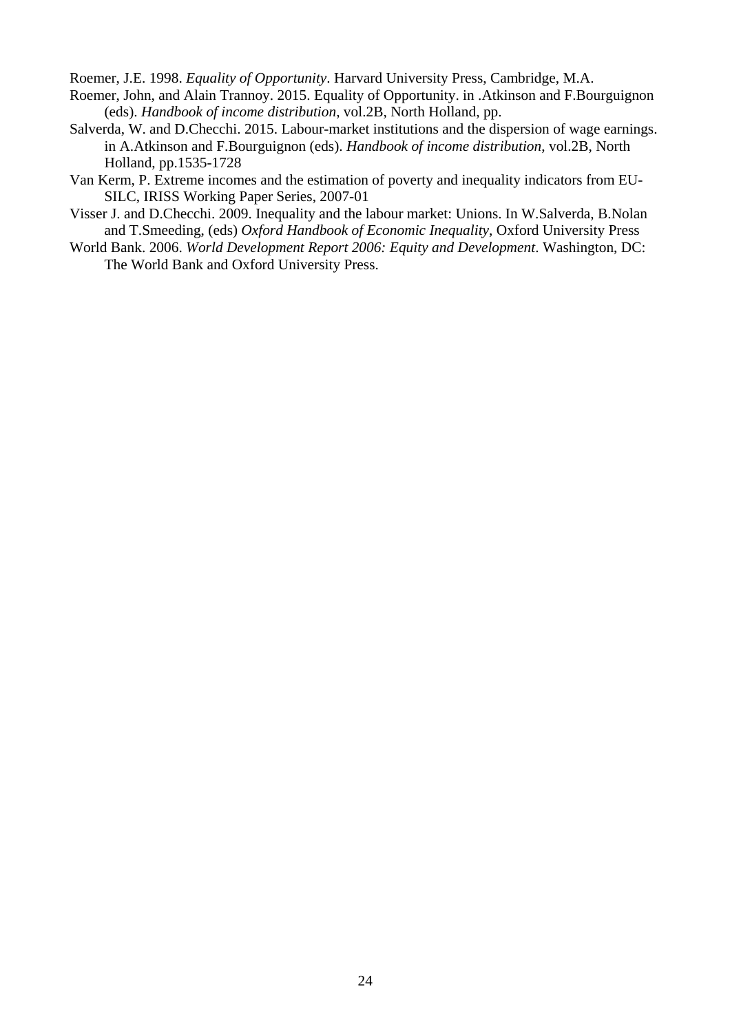Roemer, J.E. 1998. *Equality of Opportunity*. Harvard University Press, Cambridge, M.A.

Roemer, John, and Alain Trannoy. 2015. Equality of Opportunity. in .Atkinson and F.Bourguignon (eds). *Handbook of income distribution*, vol.2B, North Holland, pp.

Salverda, W. and D.Checchi. 2015. Labour-market institutions and the dispersion of wage earnings. in A.Atkinson and F.Bourguignon (eds). *Handbook of income distribution*, vol.2B, North Holland, pp.1535-1728

Van Kerm, P. Extreme incomes and the estimation of poverty and inequality indicators from EU-SILC, IRISS Working Paper Series, 2007-01

Visser J. and D.Checchi. 2009. Inequality and the labour market: Unions. In W.Salverda, B.Nolan and T.Smeeding, (eds) *Oxford Handbook of Economic Inequality*, Oxford University Press

World Bank. 2006. *World Development Report 2006: Equity and Development*. Washington, DC: The World Bank and Oxford University Press.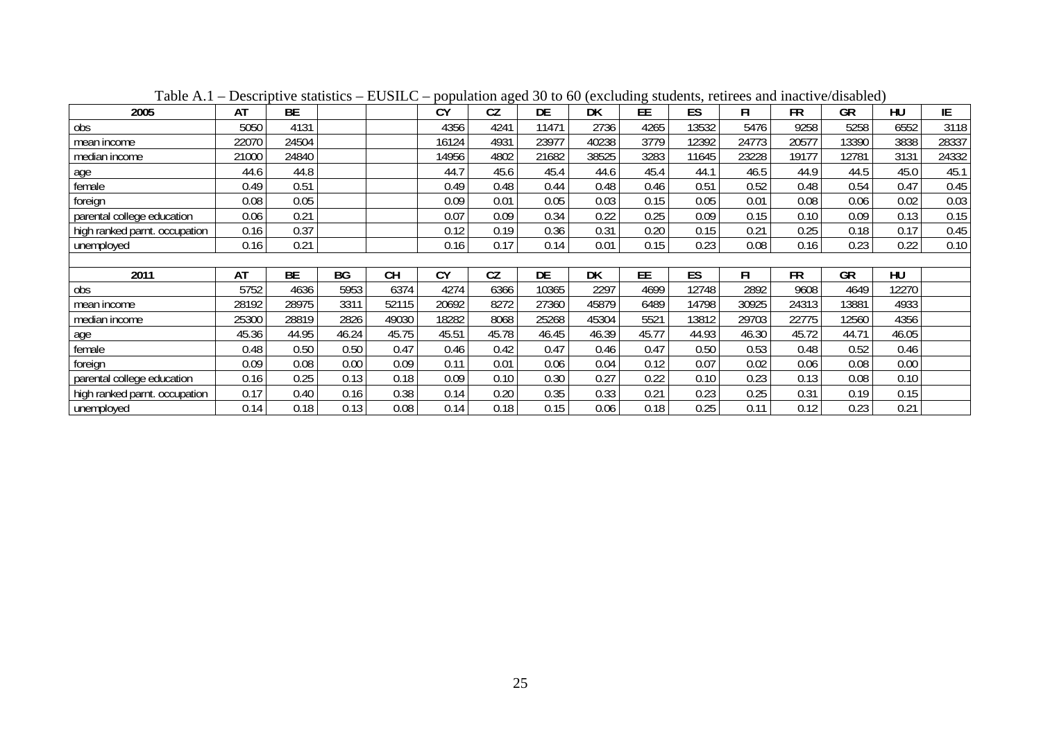Table A.1 – Descriptive statistics – EUSILC – population aged 30 to 60 (excluding students, retirees and inactive/disabled)

| 2005 | AT | BE | | | CY | CZ | DE | DK | EE | ES | FI | FR | GR | HU | IE |
|---|---|---|---|---|---|---|---|---|---|---|---|---|---|---|---|
| obs | 5050 | 4131 | | | 4356 | 4241 | 11471 | 2736 | 4265 | 13532 | 5476 | 9258 | 5258 | 6552 | 3118 |
| mean income | 22070 | 24504 | | | 16124 | 4931 | 23977 | 40238 | 3779 | 12392 | 24773 | 20577 | 13390 | 3838 | 28337 |
| median income | 21000 | 24840 | | | 14956 | 4802 | 21682 | 38525 | 3283 | 11645 | 23228 | 19177 | 12781 | 3131 | 24332 |
| age | 44.6 | 44.8 | | | 44.7 | 45.6 | 45.4 | 44.6 | 45.4 | 44.1 | 46.5 | 44.9 | 44.5 | 45.0 | 45.1 |
| female | 0.49 | 0.51 | | | 0.49 | 0.48 | 0.44 | 0.48 | 0.46 | 0.51 | 0.52 | 0.48 | 0.54 | 0.47 | 0.45 |
| foreign | 0.08 | 0.05 | | | 0.09 | 0.01 | 0.05 | 0.03 | 0.15 | 0.05 | 0.01 | 0.08 | 0.06 | 0.02 | 0.03 |
| parental college education | 0.06 | 0.21 | | | 0.07 | 0.09 | 0.34 | 0.22 | 0.25 | 0.09 | 0.15 | 0.10 | 0.09 | 0.13 | 0.15 |
| high ranked parnt. occupation | 0.16 | 0.37 | | | 0.12 | 0.19 | 0.36 | 0.31 | 0.20 | 0.15 | 0.21 | 0.25 | 0.18 | 0.17 | 0.45 |
| unemployed | 0.16 | 0.21 | | | 0.16 | 0.17 | 0.14 | 0.01 | 0.15 | 0.23 | 0.08 | 0.16 | 0.23 | 0.22 | 0.10 |
| | | | | | | | | | | | | | | | |
| **2011** | **AT** | **BE** | **BG** | **CH** | **CY** | **CZ** | **DE** | **DK** | **EE** | **ES** | **FI** | **FR** | **GR** | **HU** | |
| obs | 5752 | 4636 | 5953 | 6374 | 4274 | 6366 | 10365 | 2297 | 4699 | 12748 | 2892 | 9608 | 4649 | 12270 | |
| mean income | 28192 | 28975 | 3311 | 52115 | 20692 | 8272 | 27360 | 45879 | 6489 | 14798 | 30925 | 24313 | 13881 | 4933 | |
| median income | 25300 | 28819 | 2826 | 49030 | 18282 | 8068 | 25268 | 45304 | 5521 | 13812 | 29703 | 22775 | 12560 | 4356 | |
| age | 45.36 | 44.95 | 46.24 | 45.75 | 45.51 | 45.78 | 46.45 | 46.39 | 45.77 | 44.93 | 46.30 | 45.72 | 44.71 | 46.05 | |
| female | 0.48 | 0.50 | 0.50 | 0.47 | 0.46 | 0.42 | 0.47 | 0.46 | 0.47 | 0.50 | 0.53 | 0.48 | 0.52 | 0.46 | |
| foreign | 0.09 | 0.08 | 0.00 | 0.09 | 0.11 | 0.01 | 0.06 | 0.04 | 0.12 | 0.07 | 0.02 | 0.06 | 0.08 | 0.00 | |
| parental college education | 0.16 | 0.25 | 0.13 | 0.18 | 0.09 | 0.10 | 0.30 | 0.27 | 0.22 | 0.10 | 0.23 | 0.13 | 0.08 | 0.10 | |
| high ranked parnt. occupation | 0.17 | 0.40 | 0.16 | 0.38 | 0.14 | 0.20 | 0.35 | 0.33 | 0.21 | 0.23 | 0.25 | 0.31 | 0.19 | 0.15 | |
| unemployed | 0.14 | 0.18 | 0.13 | 0.08 | 0.14 | 0.18 | 0.15 | 0.06 | 0.18 | 0.25 | 0.11 | 0.12 | 0.23 | 0.21 | |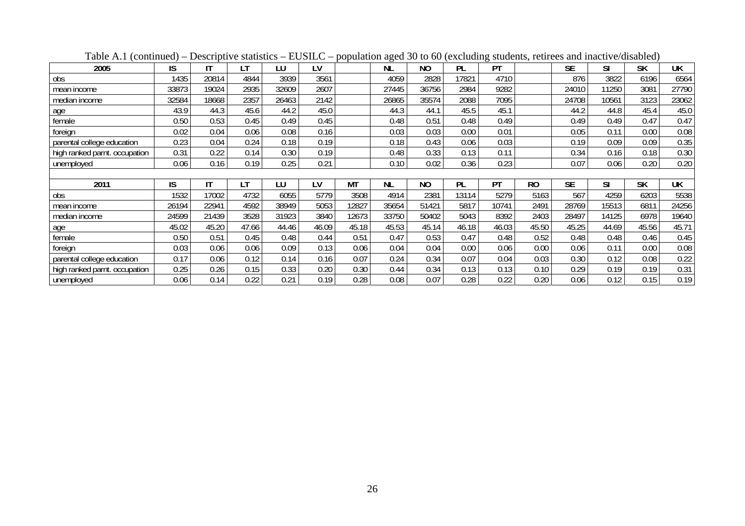Table A.1 (continued) – Descriptive statistics – EUSILC – population aged 30 to 60 (excluding students, retirees and inactive/disabled)

| 2005 | IS | IT | LT | LU | LV | | NL | NO | PL | PT | | SE | SI | SK | UK |
|---|---|---|---|---|---|---|---|---|---|---|---|---|---|---|---|
| obs | 1435 | 20814 | 4844 | 3939 | 3561 | | 4059 | 2828 | 17821 | 4710 | | 876 | 3822 | 6196 | 6564 |
| mean income | 33873 | 19024 | 2935 | 32609 | 2607 | | 27445 | 36756 | 2984 | 9282 | | 24010 | 11250 | 3081 | 27790 |
| median income | 32584 | 18668 | 2357 | 26463 | 2142 | | 26865 | 35574 | 2088 | 7095 | | 24708 | 10561 | 3123 | 23062 |
| age | 43.9 | 44.3 | 45.6 | 44.2 | 45.0 | | 44.3 | 44.1 | 45.5 | 45.1 | | 44.2 | 44.8 | 45.4 | 45.0 |
| female | 0.50 | 0.53 | 0.45 | 0.49 | 0.45 | | 0.48 | 0.51 | 0.48 | 0.49 | | 0.49 | 0.49 | 0.47 | 0.47 |
| foreign | 0.02 | 0.04 | 0.06 | 0.08 | 0.16 | | 0.03 | 0.03 | 0.00 | 0.01 | | 0.05 | 0.11 | 0.00 | 0.08 |
| parental college education | 0.23 | 0.04 | 0.24 | 0.18 | 0.19 | | 0.18 | 0.43 | 0.06 | 0.03 | | 0.19 | 0.09 | 0.09 | 0.35 |
| high ranked parnt. occupation | 0.31 | 0.22 | 0.14 | 0.30 | 0.19 | | 0.48 | 0.33 | 0.13 | 0.11 | | 0.34 | 0.16 | 0.18 | 0.30 |
| unemployed | 0.06 | 0.16 | 0.19 | 0.25 | 0.21 | | 0.10 | 0.02 | 0.36 | 0.23 | | 0.07 | 0.06 | 0.20 | 0.20 |
| | | | | | | | | | | | | | | | |
| **2011** | **IS** | **IT** | **LT** | **LU** | **LV** | **MT** | **NL** | **NO** | **PL** | **PT** | **RO** | **SE** | **SI** | **SK** | **UK** |
| obs | 1532 | 17002 | 4732 | 6055 | 5779 | 3508 | 4914 | 2381 | 13114 | 5279 | 5163 | 567 | 4259 | 6203 | 5538 |
| mean income | 26194 | 22941 | 4592 | 38949 | 5053 | 12827 | 35654 | 51421 | 5817 | 10741 | 2491 | 28769 | 15513 | 6811 | 24256 |
| median income | 24599 | 21439 | 3528 | 31923 | 3840 | 12673 | 33750 | 50402 | 5043 | 8392 | 2403 | 28497 | 14125 | 6978 | 19640 |
| age | 45.02 | 45.20 | 47.66 | 44.46 | 46.09 | 45.18 | 45.53 | 45.14 | 46.18 | 46.03 | 45.50 | 45.25 | 44.69 | 45.56 | 45.71 |
| female | 0.50 | 0.51 | 0.45 | 0.48 | 0.44 | 0.51 | 0.47 | 0.53 | 0.47 | 0.48 | 0.52 | 0.48 | 0.48 | 0.46 | 0.45 |
| foreign | 0.03 | 0.06 | 0.06 | 0.09 | 0.13 | 0.06 | 0.04 | 0.04 | 0.00 | 0.06 | 0.00 | 0.06 | 0.11 | 0.00 | 0.08 |
| parental college education | 0.17 | 0.06 | 0.12 | 0.14 | 0.16 | 0.07 | 0.24 | 0.34 | 0.07 | 0.04 | 0.03 | 0.30 | 0.12 | 0.08 | 0.22 |
| high ranked parnt. occupation | 0.25 | 0.26 | 0.15 | 0.33 | 0.20 | 0.30 | 0.44 | 0.34 | 0.13 | 0.13 | 0.10 | 0.29 | 0.19 | 0.19 | 0.31 |
| unemployed | 0.06 | 0.14 | 0.22 | 0.21 | 0.19 | 0.28 | 0.08 | 0.07 | 0.28 | 0.22 | 0.20 | 0.06 | 0.12 | 0.15 | 0.19 |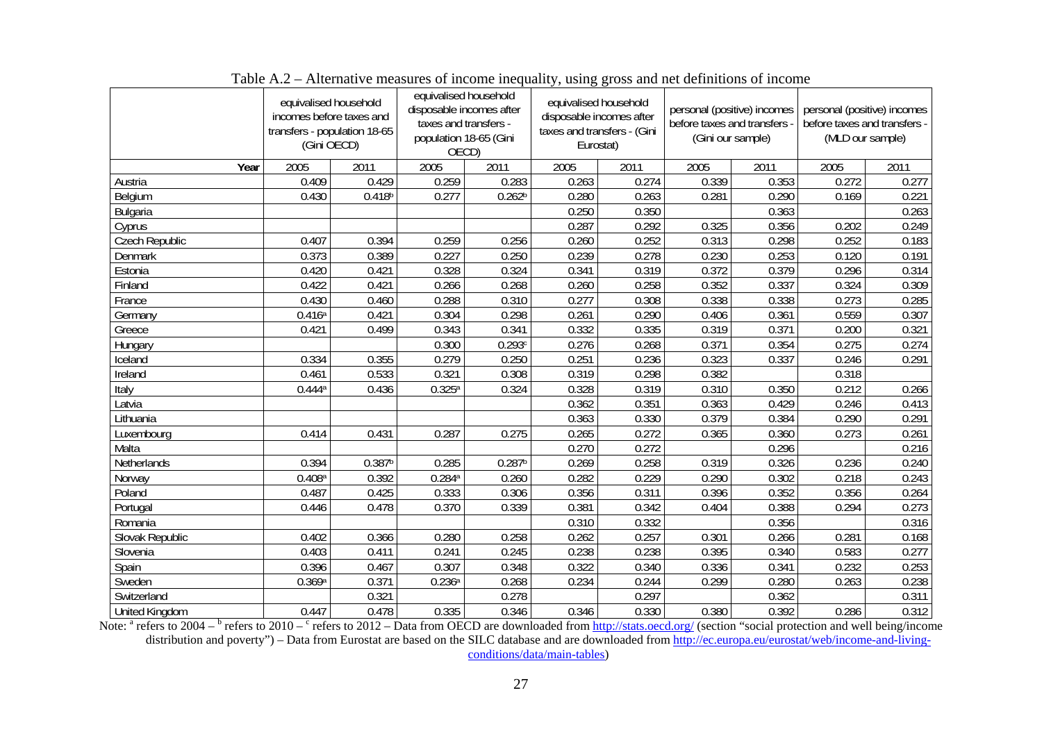Table A.2 – Alternative measures of income inequality, using gross and net definitions of income

| | equivalised household incomes before taxes and transfers - population 18-65 (Gini OECD) | | equivalised household disposable incomes after taxes and transfers - population 18-65 (Gini OECD) | | equivalised household disposable incomes after taxes and transfers - (Gini Eurostat) | | personal (positive) incomes before taxes and transfers - (Gini our sample) | | personal (positive) incomes before taxes and transfers - (MLD our sample) | |
|---|---|---|---|---|---|---|---|---|---|---|
| **Year** | 2005 | 2011 | 2005 | 2011 | 2005 | 2011 | 2005 | 2011 | 2005 | 2011 |
| Austria | 0.409 | 0.429 | 0.259 | 0.283 | 0.263 | 0.274 | 0.339 | 0.353 | 0.272 | 0.277 |
| Belgium | 0.430 | 0.418[b] | 0.277 | 0.262[b] | 0.280 | 0.263 | 0.281 | 0.290 | 0.169 | 0.221 |
| Bulgaria | | | | | 0.250 | 0.350 | | 0.363 | | 0.263 |
| Cyprus | | | | | 0.287 | 0.292 | 0.325 | 0.356 | 0.202 | 0.249 |
| Czech Republic | 0.407 | 0.394 | 0.259 | 0.256 | 0.260 | 0.252 | 0.313 | 0.298 | 0.252 | 0.183 |
| Denmark | 0.373 | 0.389 | 0.227 | 0.250 | 0.239 | 0.278 | 0.230 | 0.253 | 0.120 | 0.191 |
| Estonia | 0.420 | 0.421 | 0.328 | 0.324 | 0.341 | 0.319 | 0.372 | 0.379 | 0.296 | 0.314 |
| Finland | 0.422 | 0.421 | 0.266 | 0.268 | 0.260 | 0.258 | 0.352 | 0.337 | 0.324 | 0.309 |
| France | 0.430 | 0.460 | 0.288 | 0.310 | 0.277 | 0.308 | 0.338 | 0.338 | 0.273 | 0.285 |
| Germany | 0.416[a] | 0.421 | 0.304 | 0.298 | 0.261 | 0.290 | 0.406 | 0.361 | 0.559 | 0.307 |
| Greece | 0.421 | 0.499 | 0.343 | 0.341 | 0.332 | 0.335 | 0.319 | 0.371 | 0.200 | 0.321 |
| Hungary | | | 0.300 | 0.293[c] | 0.276 | 0.268 | 0.371 | 0.354 | 0.275 | 0.274 |
| Iceland | 0.334 | 0.355 | 0.279 | 0.250 | 0.251 | 0.236 | 0.323 | 0.337 | 0.246 | 0.291 |
| Ireland | 0.461 | 0.533 | 0.321 | 0.308 | 0.319 | 0.298 | 0.382 | | 0.318 | |
| Italy | 0.444[a] | 0.436 | 0.325[a] | 0.324 | 0.328 | 0.319 | 0.310 | 0.350 | 0.212 | 0.266 |
| Latvia | | | | | 0.362 | 0.351 | 0.363 | 0.429 | 0.246 | 0.413 |
| Lithuania | | | | | 0.363 | 0.330 | 0.379 | 0.384 | 0.290 | 0.291 |
| Luxembourg | 0.414 | 0.431 | 0.287 | 0.275 | 0.265 | 0.272 | 0.365 | 0.360 | 0.273 | 0.261 |
| Malta | | | | | 0.270 | 0.272 | | 0.296 | | 0.216 |
| Netherlands | 0.394 | 0.387[b] | 0.285 | 0.287[b] | 0.269 | 0.258 | 0.319 | 0.326 | 0.236 | 0.240 |
| Norway | 0.408[a] | 0.392 | 0.284[a] | 0.260 | 0.282 | 0.229 | 0.290 | 0.302 | 0.218 | 0.243 |
| Poland | 0.487 | 0.425 | 0.333 | 0.306 | 0.356 | 0.311 | 0.396 | 0.352 | 0.356 | 0.264 |
| Portugal | 0.446 | 0.478 | 0.370 | 0.339 | 0.381 | 0.342 | 0.404 | 0.388 | 0.294 | 0.273 |
| Romania | | | | | 0.310 | 0.332 | | 0.356 | | 0.316 |
| Slovak Republic | 0.402 | 0.366 | 0.280 | 0.258 | 0.262 | 0.257 | 0.301 | 0.266 | 0.281 | 0.168 |
| Slovenia | 0.403 | 0.411 | 0.241 | 0.245 | 0.238 | 0.238 | 0.395 | 0.340 | 0.583 | 0.277 |
| Spain | 0.396 | 0.467 | 0.307 | 0.348 | 0.322 | 0.340 | 0.336 | 0.341 | 0.232 | 0.253 |
| Sweden | 0.369[a] | 0.371 | 0.236[a] | 0.268 | 0.234 | 0.244 | 0.299 | 0.280 | 0.263 | 0.238 |
| Switzerland | | 0.321 | | 0.278 | | 0.297 | | 0.362 | | 0.311 |
| United Kingdom | 0.447 | 0.478 | 0.335 | 0.346 | 0.346 | 0.330 | 0.380 | 0.392 | 0.286 | 0.312 |

Note: [a] refers to 2004 – [b] refers to 2010 – [c] refers to 2012 – Data from OECD are downloaded from http://stats.oecd.org/ (section "social protection and well being/income distribution and poverty") – Data from Eurostat are based on the SILC database and are downloaded from http://ec.europa.eu/eurostat/web/income-and-living-conditions/data/main-tables)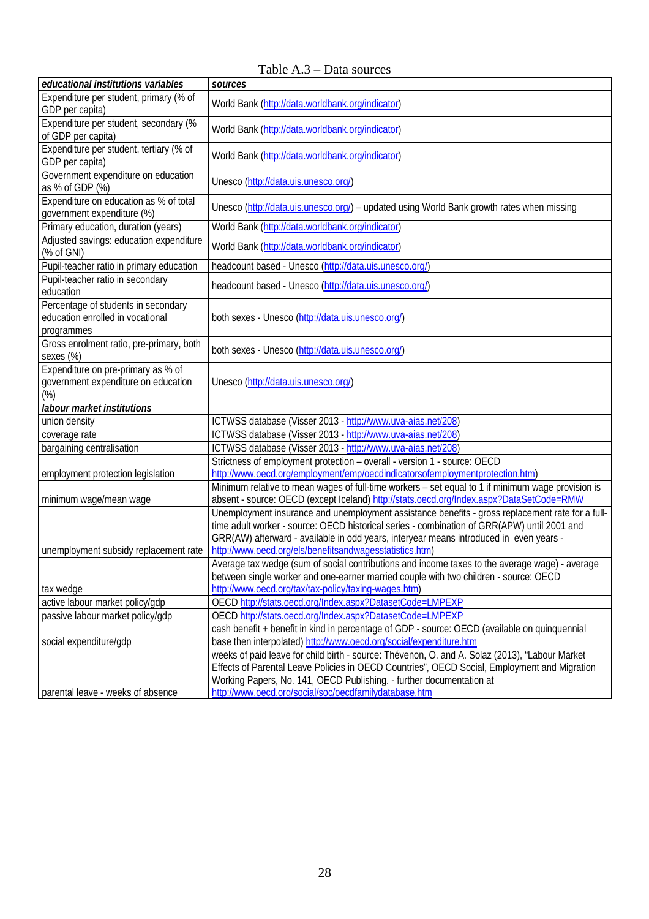Table A.3 – Data sources

| ***educational institutions variables*** | ***sources*** |
|---|---|
| Expenditure per student, primary (% of GDP per capita) | World Bank (http://data.worldbank.org/indicator) |
| Expenditure per student, secondary (% of GDP per capita) | World Bank (http://data.worldbank.org/indicator) |
| Expenditure per student, tertiary (% of GDP per capita) | World Bank (http://data.worldbank.org/indicator) |
| Government expenditure on education as % of GDP (%) | Unesco (http://data.uis.unesco.org/) |
| Expenditure on education as % of total government expenditure (%) | Unesco (http://data.uis.unesco.org/) – updated using World Bank growth rates when missing |
| Primary education, duration (years) | World Bank (http://data.worldbank.org/indicator) |
| Adjusted savings: education expenditure (% of GNI) | World Bank (http://data.worldbank.org/indicator) |
| Pupil-teacher ratio in primary education | headcount based - Unesco (http://data.uis.unesco.org/) |
| Pupil-teacher ratio in secondary education | headcount based - Unesco (http://data.uis.unesco.org/) |
| Percentage of students in secondary education enrolled in vocational programmes | both sexes - Unesco (http://data.uis.unesco.org/) |
| Gross enrolment ratio, pre-primary, both sexes (%) | both sexes - Unesco (http://data.uis.unesco.org/) |
| Expenditure on pre-primary as % of government expenditure on education (%) | Unesco (http://data.uis.unesco.org/) |
| ***labour market institutions*** | |
| union density | ICTWSS database (Visser 2013 - http://www.uva-aias.net/208) |
| coverage rate | ICTWSS database (Visser 2013 - http://www.uva-aias.net/208) |
| bargaining centralisation | ICTWSS database (Visser 2013 - http://www.uva-aias.net/208) |
| employment protection legislation | Strictness of employment protection – overall - version 1 - source: OECD http://www.oecd.org/employment/emp/oecdindicatorsofemploymentprotection.htm) |
| minimum wage/mean wage | Minimum relative to mean wages of full-time workers – set equal to 1 if minimum wage provision is absent - source: OECD (except Iceland) http://stats.oecd.org/Index.aspx?DataSetCode=RMW |
| unemployment subsidy replacement rate | Unemployment insurance and unemployment assistance benefits - gross replacement rate for a full-time adult worker - source: OECD historical series - combination of GRR(APW) until 2001 and GRR(AW) afterward - available in odd years, interyear means introduced in even years - http://www.oecd.org/els/benefitsandwagesstatistics.htm) |
| tax wedge | Average tax wedge (sum of social contributions and income taxes to the average wage) - average between single worker and one-earner married couple with two children - source: OECD http://www.oecd.org/tax/tax-policy/taxing-wages.htm) |
| active labour market policy/gdp | OECD http://stats.oecd.org/Index.aspx?DatasetCode=LMPEXP |
| passive labour market policy/gdp | OECD http://stats.oecd.org/Index.aspx?DatasetCode=LMPEXP |
| social expenditure/gdp | cash benefit + benefit in kind in percentage of GDP - source: OECD (available on quinquennial base then interpolated) http://www.oecd.org/social/expenditure.htm |
| parental leave - weeks of absence | weeks of paid leave for child birth - source: Thévenon, O. and A. Solaz (2013), "Labour Market Effects of Parental Leave Policies in OECD Countries", OECD Social, Employment and Migration Working Papers, No. 141, OECD Publishing. - further documentation at http://www.oecd.org/social/soc/oecdfamilydatabase.htm |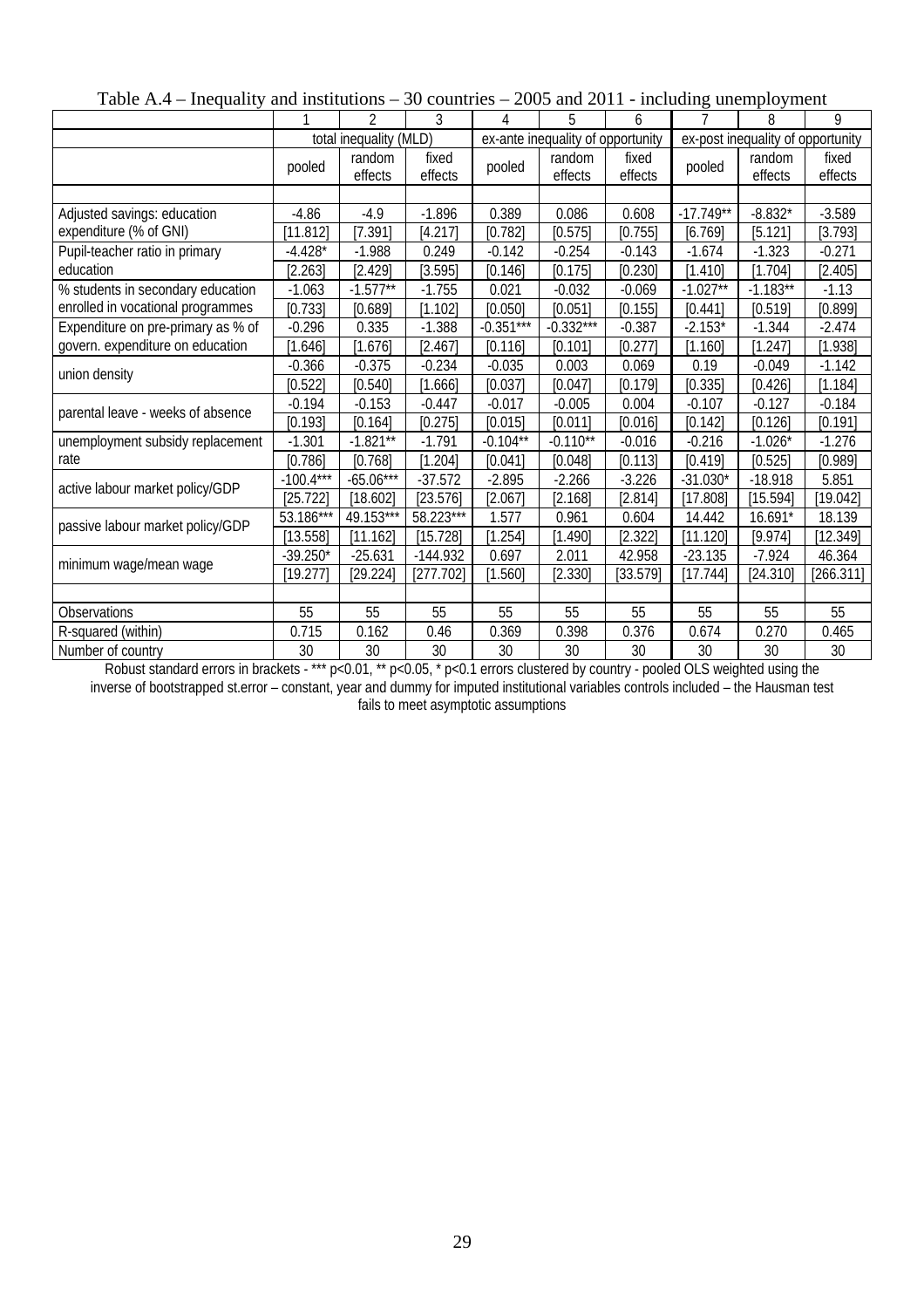Table A.4 – Inequality and institutions – 30 countries – 2005 and 2011 - including unemployment

| | 1 | 2 | 3 | 4 | 5 | 6 | 7 | 8 | 9 |
|---|---|---|---|---|---|---|---|---|---|
| | total inequality (MLD) | | | ex-ante inequality of opportunity | | | ex-post inequality of opportunity | | |
| | pooled | random effects | fixed effects | pooled | random effects | fixed effects | pooled | random effects | fixed effects |
| Adjusted savings: education expenditure (% of GNI) | -4.86 | -4.9 | -1.896 | 0.389 | 0.086 | 0.608 | -17.749** | -8.832* | -3.589 |
| | [11.812] | [7.391] | [4.217] | [0.782] | [0.575] | [0.755] | [6.769] | [5.121] | [3.793] |
| Pupil-teacher ratio in primary education | -4.428* | -1.988 | 0.249 | -0.142 | -0.254 | -0.143 | -1.674 | -1.323 | -0.271 |
| | [2.263] | [2.429] | [3.595] | [0.146] | [0.175] | [0.230] | [1.410] | [1.704] | [2.405] |
| % students in secondary education enrolled in vocational programmes | -1.063 | -1.577** | -1.755 | 0.021 | -0.032 | -0.069 | -1.027** | -1.183** | -1.13 |
| | [0.733] | [0.689] | [1.102] | [0.050] | [0.051] | [0.155] | [0.441] | [0.519] | [0.899] |
| Expenditure on pre-primary as % of govern. expenditure on education | -0.296 | 0.335 | -1.388 | -0.351*** | -0.332*** | -0.387 | -2.153* | -1.344 | -2.474 |
| | [1.646] | [1.676] | [2.467] | [0.116] | [0.101] | [0.277] | [1.160] | [1.247] | [1.938] |
| union density | -0.366 | -0.375 | -0.234 | -0.035 | 0.003 | 0.069 | 0.19 | -0.049 | -1.142 |
| | [0.522] | [0.540] | [1.666] | [0.037] | [0.047] | [0.179] | [0.335] | [0.426] | [1.184] |
| parental leave - weeks of absence | -0.194 | -0.153 | -0.447 | -0.017 | -0.005 | 0.004 | -0.107 | -0.127 | -0.184 |
| | [0.193] | [0.164] | [0.275] | [0.015] | [0.011] | [0.016] | [0.142] | [0.126] | [0.191] |
| unemployment subsidy replacement rate | -1.301 | -1.821** | -1.791 | -0.104** | -0.110** | -0.016 | -0.216 | -1.026* | -1.276 |
| | [0.786] | [0.768] | [1.204] | [0.041] | [0.048] | [0.113] | [0.419] | [0.525] | [0.989] |
| active labour market policy/GDP | -100.4*** | -65.06*** | -37.572 | -2.895 | -2.266 | -3.226 | -31.030* | -18.918 | 5.851 |
| | [25.722] | [18.602] | [23.576] | [2.067] | [2.168] | [2.814] | [17.808] | [15.594] | [19.042] |
| passive labour market policy/GDP | 53.186*** | 49.153*** | 58.223*** | 1.577 | 0.961 | 0.604 | 14.442 | 16.691* | 18.139 |
| | [13.558] | [11.162] | [15.728] | [1.254] | [1.490] | [2.322] | [11.120] | [9.974] | [12.349] |
| minimum wage/mean wage | -39.250* | -25.631 | -144.932 | 0.697 | 2.011 | 42.958 | -23.135 | -7.924 | 46.364 |
| | [19.277] | [29.224] | [277.702] | [1.560] | [2.330] | [33.579] | [17.744] | [24.310] | [266.311] |
| Observations | 55 | 55 | 55 | 55 | 55 | 55 | 55 | 55 | 55 |
| R-squared (within) | 0.715 | 0.162 | 0.46 | 0.369 | 0.398 | 0.376 | 0.674 | 0.270 | 0.465 |
| Number of country | 30 | 30 | 30 | 30 | 30 | 30 | 30 | 30 | 30 |

Robust standard errors in brackets - *** p<0.01, ** p<0.05, * p<0.1 errors clustered by country - pooled OLS weighted using the inverse of bootstrapped st.error – constant, year and dummy for imputed institutional variables controls included – the Hausman test fails to meet asymptotic assumptions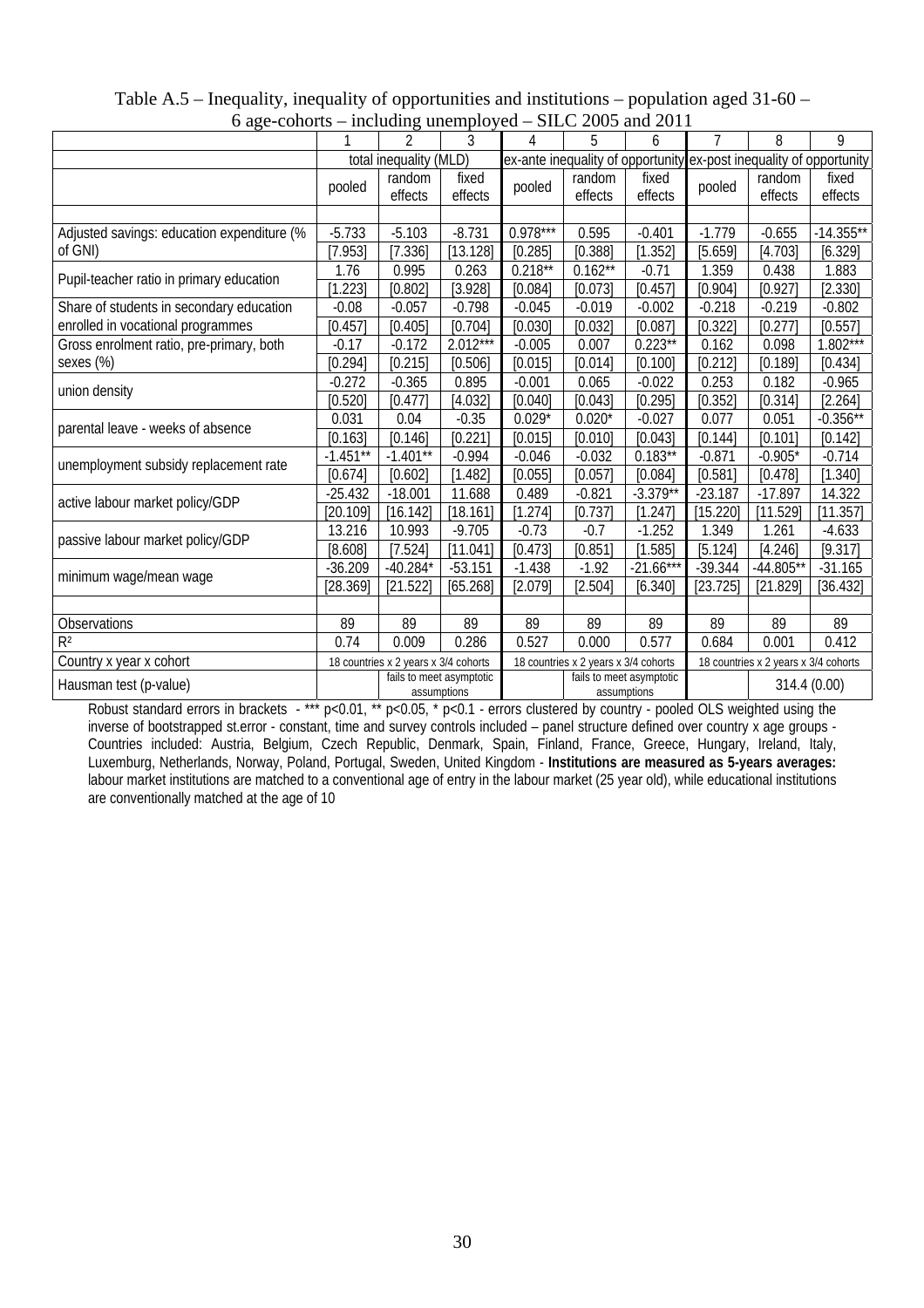Table A.5 – Inequality, inequality of opportunities and institutions – population aged 31-60 – 6 age-cohorts – including unemployed – SILC 2005 and 2011

| | 1 | 2 | 3 | 4 | 5 | 6 | 7 | 8 | 9 |
|---|---|---|---|---|---|---|---|---|---|
| | total inequality (MLD) | | | ex-ante inequality of opportunity | | | ex-post inequality of opportunity | | |
| | pooled | random effects | fixed effects | pooled | random effects | fixed effects | pooled | random effects | fixed effects |
| | | | | | | | | | |
| Adjusted savings: education expenditure (% of GNI) | -5.733 | -5.103 | -8.731 | 0.978*** | 0.595 | -0.401 | -1.779 | -0.655 | -14.355** |
| | [7.953] | [7.336] | [13.128] | [0.285] | [0.388] | [1.352] | [5.659] | [4.703] | [6.329] |
| Pupil-teacher ratio in primary education | 1.76 | 0.995 | 0.263 | 0.218** | 0.162** | -0.71 | 1.359 | 0.438 | 1.883 |
| | [1.223] | [0.802] | [3.928] | [0.084] | [0.073] | [0.457] | [0.904] | [0.927] | [2.330] |
| Share of students in secondary education enrolled in vocational programmes | -0.08 | -0.057 | -0.798 | -0.045 | -0.019 | -0.002 | -0.218 | -0.219 | -0.802 |
| | [0.457] | [0.405] | [0.704] | [0.030] | [0.032] | [0.087] | [0.322] | [0.277] | [0.557] |
| Gross enrolment ratio, pre-primary, both sexes (%) | -0.17 | -0.172 | 2.012*** | -0.005 | 0.007 | 0.223** | 0.162 | 0.098 | 1.802*** |
| | [0.294] | [0.215] | [0.506] | [0.015] | [0.014] | [0.100] | [0.212] | [0.189] | [0.434] |
| union density | -0.272 | -0.365 | 0.895 | -0.001 | 0.065 | -0.022 | 0.253 | 0.182 | -0.965 |
| | [0.520] | [0.477] | [4.032] | [0.040] | [0.043] | [0.295] | [0.352] | [0.314] | [2.264] |
| parental leave - weeks of absence | 0.031 | 0.04 | -0.35 | 0.029* | 0.020* | -0.027 | 0.077 | 0.051 | -0.356** |
| | [0.163] | [0.146] | [0.221] | [0.015] | [0.010] | [0.043] | [0.144] | [0.101] | [0.142] |
| unemployment subsidy replacement rate | -1.451** | -1.401** | -0.994 | -0.046 | -0.032 | 0.183** | -0.871 | -0.905* | -0.714 |
| | [0.674] | [0.602] | [1.482] | [0.055] | [0.057] | [0.084] | [0.581] | [0.478] | [1.340] |
| active labour market policy/GDP | -25.432 | -18.001 | 11.688 | 0.489 | -0.821 | -3.379** | -23.187 | -17.897 | 14.322 |
| | [20.109] | [16.142] | [18.161] | [1.274] | [0.737] | [1.247] | [15.220] | [11.529] | [11.357] |
| passive labour market policy/GDP | 13.216 | 10.993 | -9.705 | -0.73 | -0.7 | -1.252 | 1.349 | 1.261 | -4.633 |
| | [8.608] | [7.524] | [11.041] | [0.473] | [0.851] | [1.585] | [5.124] | [4.246] | [9.317] |
| minimum wage/mean wage | -36.209 | -40.284* | -53.151 | -1.438 | -1.92 | -21.66*** | -39.344 | -44.805** | -31.165 |
| | [28.369] | [21.522] | [65.268] | [2.079] | [2.504] | [6.340] | [23.725] | [21.829] | [36.432] |
| | | | | | | | | | |
| Observations | 89 | 89 | 89 | 89 | 89 | 89 | 89 | 89 | 89 |
| $R^2$ | 0.74 | 0.009 | 0.286 | 0.527 | 0.000 | 0.577 | 0.684 | 0.001 | 0.412 |
| Country x year x cohort | 18 countries x 2 years x 3/4 cohorts | | | 18 countries x 2 years x 3/4 cohorts | | | 18 countries x 2 years x 3/4 cohorts | | |
| Hausman test (p-value) | | fails to meet asymptotic assumptions | | | fails to meet asymptotic assumptions | | | 314.4 (0.00) | |

Robust standard errors in brackets - *** p<0.01, ** p<0.05, * p<0.1 - errors clustered by country - pooled OLS weighted using the inverse of bootstrapped st.error - constant, time and survey controls included – panel structure defined over country x age groups - Countries included: Austria, Belgium, Czech Republic, Denmark, Spain, Finland, France, Greece, Hungary, Ireland, Italy, Luxemburg, Netherlands, Norway, Poland, Portugal, Sweden, United Kingdom - **Institutions are measured as 5-years averages:** labour market institutions are matched to a conventional age of entry in the labour market (25 year old), while educational institutions are conventionally matched at the age of 10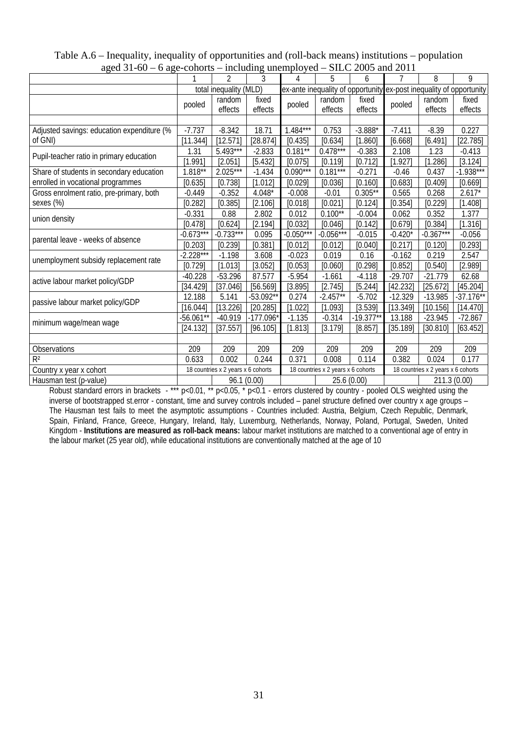Table A.6 – Inequality, inequality of opportunities and (roll-back means) institutions – population aged 31-60 – 6 age-cohorts – including unemployed – SILC 2005 and 2011

| | 1 | 2 | 3 | 4 | 5 | 6 | 7 | 8 | 9 |
|---|---|---|---|---|---|---|---|---|---|
| | total inequality (MLD) | | | ex-ante inequality of opportunity | | | ex-post inequality of opportunity | | |
| | pooled | random effects | fixed effects | pooled | random effects | fixed effects | pooled | random effects | fixed effects |
| Adjusted savings: education expenditure (% of GNI) | -7.737 | -8.342 | 18.71 | 1.484*** | 0.753 | -3.888* | -7.411 | -8.39 | 0.227 |
| | [11.344] | [12.571] | [28.874] | [0.435] | [0.634] | [1.860] | [6.668] | [6.491] | [22.785] |
| Pupil-teacher ratio in primary education | 1.31 | 5.493*** | -2.833 | 0.181** | 0.478*** | -0.383 | 2.108 | 1.23 | -0.413 |
| | [1.991] | [2.051] | [5.432] | [0.075] | [0.119] | [0.712] | [1.927] | [1.286] | [3.124] |
| Share of students in secondary education enrolled in vocational programmes | 1.818** | 2.025*** | -1.434 | 0.090*** | 0.181*** | -0.271 | -0.46 | 0.437 | -1.938*** |
| | [0.635] | [0.738] | [1.012] | [0.029] | [0.036] | [0.160] | [0.683] | [0.409] | [0.669] |
| Gross enrolment ratio, pre-primary, both sexes (%) | -0.449 | -0.352 | 4.048* | -0.008 | -0.01 | 0.305** | 0.565 | 0.268 | 2.617* |
| | [0.282] | [0.385] | [2.106] | [0.018] | [0.021] | [0.124] | [0.354] | [0.229] | [1.408] |
| union density | -0.331 | 0.88 | 2.802 | 0.012 | 0.100** | -0.004 | 0.062 | 0.352 | 1.377 |
| | [0.478] | [0.624] | [2.194] | [0.032] | [0.046] | [0.142] | [0.679] | [0.384] | [1.316] |
| parental leave - weeks of absence | -0.673*** | -0.733*** | 0.095 | -0.050*** | -0.056*** | -0.015 | -0.420* | -0.367*** | -0.056 |
| | [0.203] | [0.239] | [0.381] | [0.012] | [0.012] | [0.040] | [0.217] | [0.120] | [0.293] |
| unemployment subsidy replacement rate | -2.228*** | -1.198 | 3.608 | -0.023 | 0.019 | 0.16 | -0.162 | 0.219 | 2.547 |
| | [0.729] | [1.013] | [3.052] | [0.053] | [0.060] | [0.298] | [0.852] | [0.540] | [2.989] |
| active labour market policy/GDP | -40.228 | -53.296 | 87.577 | -5.954 | -1.661 | -4.118 | -29.707 | -21.779 | 62.68 |
| | [34.429] | [37.046] | [56.569] | [3.895] | [2.745] | [5.244] | [42.232] | [25.672] | [45.204] |
| passive labour market policy/GDP | 12.188 | 5.141 | -53.092** | 0.274 | -2.457** | -5.702 | -12.329 | -13.985 | -37.176** |
| | [16.044] | [13.226] | [20.285] | [1.022] | [1.093] | [3.539] | [13.349] | [10.156] | [14.470] |
| minimum wage/mean wage | -56.061** | -40.919 | -177.096* | -1.135 | -0.314 | -19.377** | 13.188 | -23.945 | -72.867 |
| | [24.132] | [37.557] | [96.105] | [1.813] | [3.179] | [8.857] | [35.189] | [30.810] | [63.452] |
| Observations | 209 | 209 | 209 | 209 | 209 | 209 | 209 | 209 | 209 |
| $R^2$ | 0.633 | 0.002 | 0.244 | 0.371 | 0.008 | 0.114 | 0.382 | 0.024 | 0.177 |
| Country x year x cohort | 18 countries x 2 years x 6 cohorts | | | 18 countries x 2 years x 6 cohorts | | | 18 countries x 2 years x 6 cohorts | | |
| Hausman test (p-value) | | 96.1 (0.00) | | | 25.6 (0.00) | | | 211.3 (0.00) | |

Robust standard errors in brackets - *** p<0.01, ** p<0.05, * p<0.1 - errors clustered by country - pooled OLS weighted using the inverse of bootstrapped st.error - constant, time and survey controls included – panel structure defined over country x age groups – The Hausman test fails to meet the asymptotic assumptions - Countries included: Austria, Belgium, Czech Republic, Denmark, Spain, Finland, France, Greece, Hungary, Ireland, Italy, Luxemburg, Netherlands, Norway, Poland, Portugal, Sweden, United Kingdom - **Institutions are measured as roll-back means:** labour market institutions are matched to a conventional age of entry in the labour market (25 year old), while educational institutions are conventionally matched at the age of 10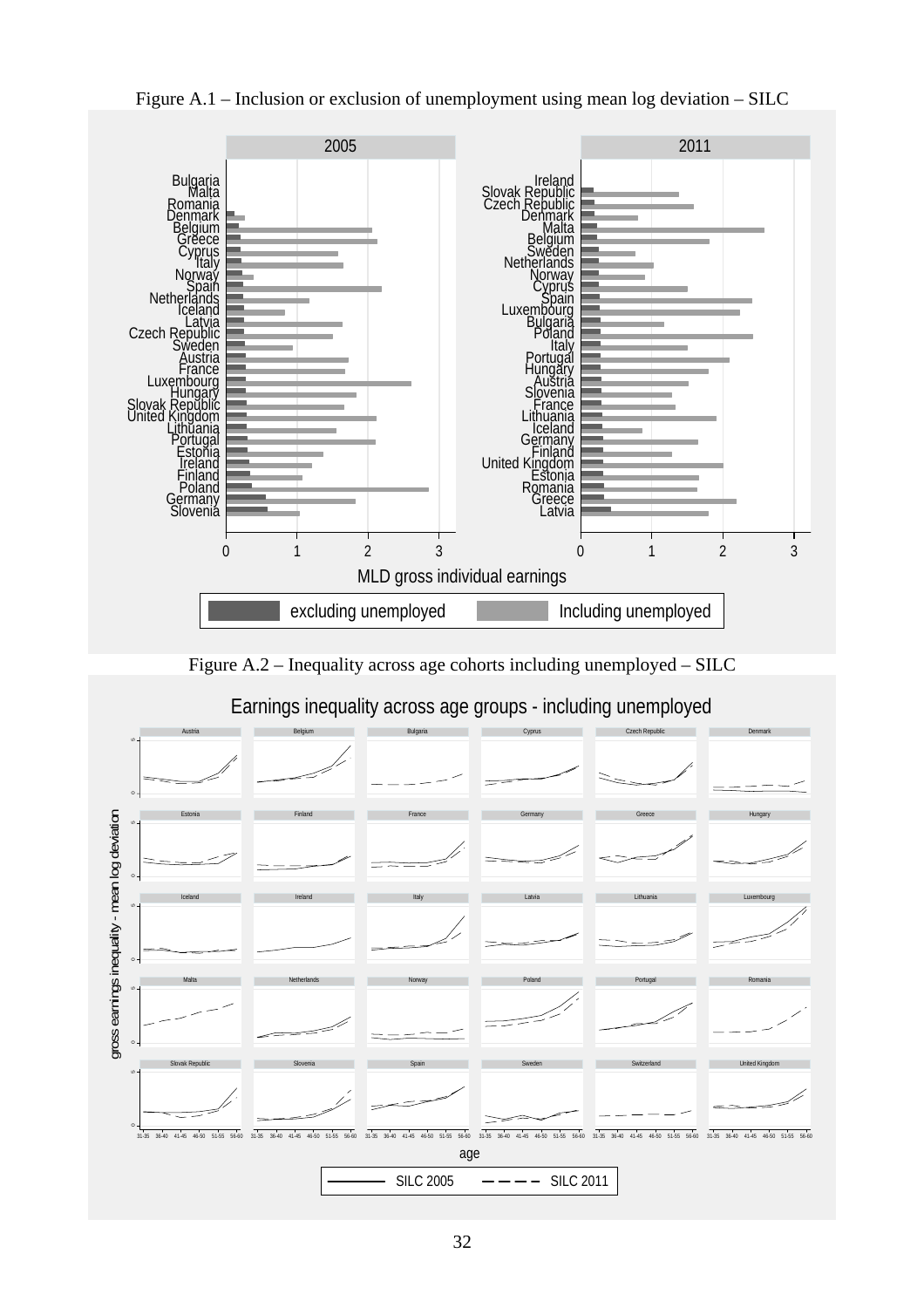Figure A.1 – Inclusion or exclusion of unemployment using mean log deviation – SILC

Figure A.2 – Inequality across age cohorts including unemployed – SILC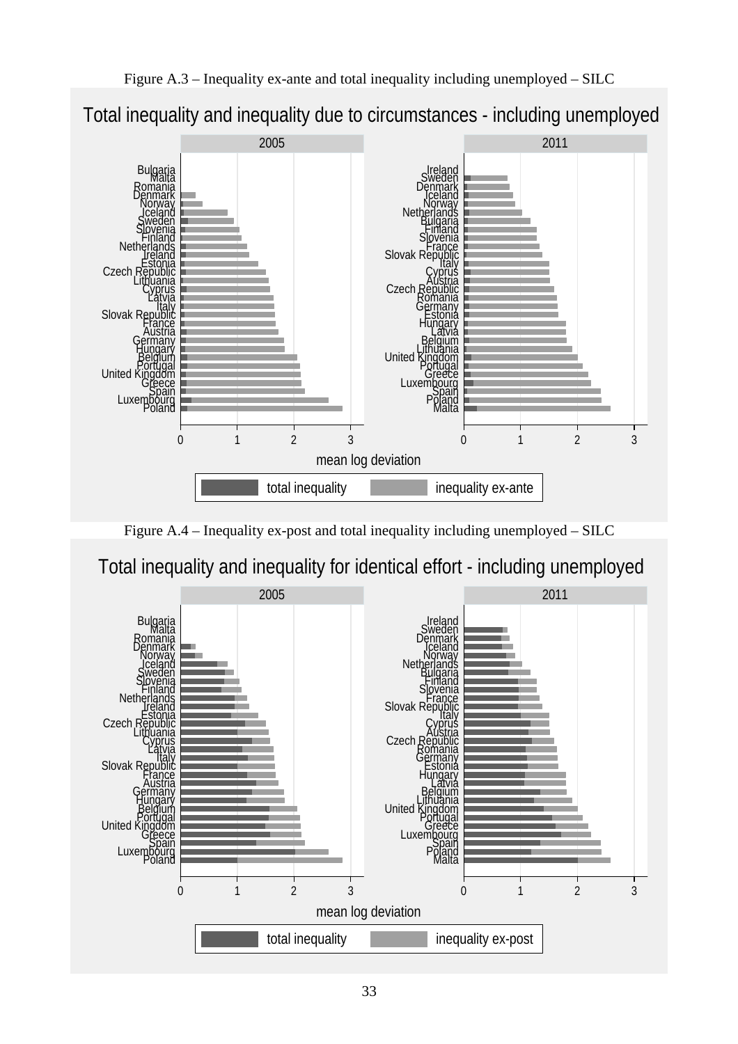Figure A.3 – Inequality ex-ante and total inequality including unemployed – SILC

Figure A.4 – Inequality ex-post and total inequality including unemployed – SILC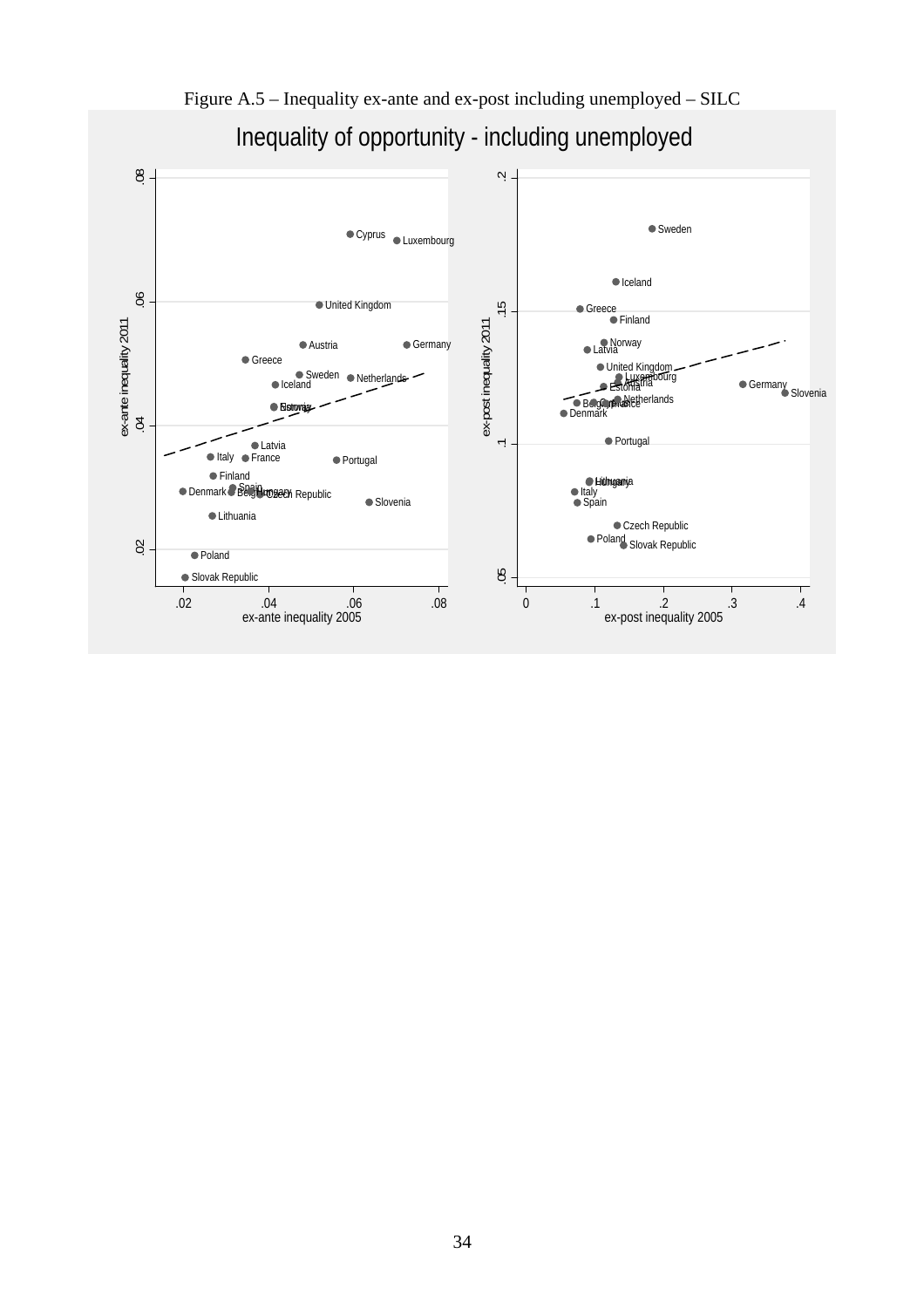Figure A.5 – Inequality ex-ante and ex-post including unemployed – SILC

Inequality of opportunity - including unemployed

ex-ante inequality 2011

.08
.06
.04
.02

.02 .04 .06 .08

ex-ante inequality 2005

Cyprus
Luxembourg
United Kingdom
Austria
Germany
Greece
Sweden
Netherlands
Iceland
Estonia
Norway
Latvia
Italy
France
Portugal
Finland
Spain
Denmark
Belgium
Hungary
Czech Republic
Slovenia
Lithuania
Poland
Slovak Republic

ex-post inequality 2011

.2
.15
.1
.05

0 .1 .2 .3 .4

ex-post inequality 2005

Sweden
Iceland
Greece
Finland
Norway
Latvia
United Kingdom
Luxembourg
Austria
Estonia
Germany
Slovenia
Netherlands
Belgium
Cyprus
France
Denmark
Portugal
Lithuania
Hungary
Italy
Spain
Czech Republic
Poland
Slovak Republic